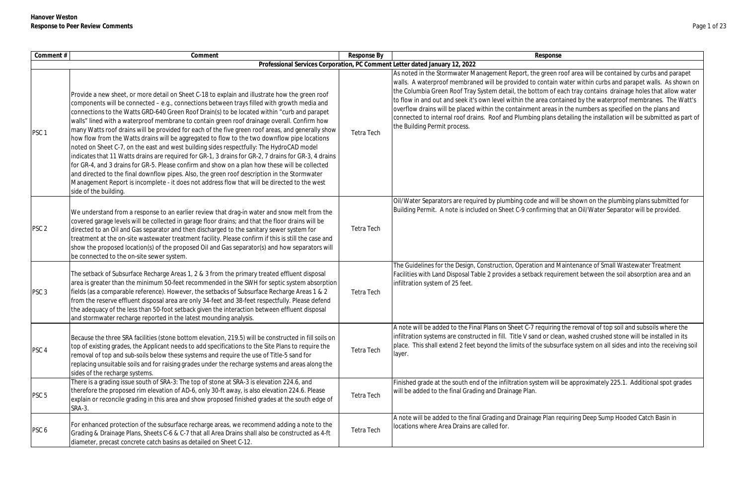**Hanover Weston**
**Response to Peer Review Comments**

| Comment # | Comment | Response By | Response |
|---|---|---|---|
| **Professional Services Corporation, PC Comment Letter dated January 12, 2022** | | | |
| PSC 1 | Provide a new sheet, or more detail on Sheet C-18 to explain and illustrate how the green roof components will be connected – e.g., connections between trays filled with growth media and connections to the Watts GRD-640 Green Roof Drain(s) to be located within "curb and parapet walls" lined with a waterproof membrane to contain green roof drainage overall. Confirm how many Watts roof drains will be provided for each of the five green roof areas, and generally show how flow from the Watts drains will be aggregated to flow to the two downflow pipe locations noted on Sheet C-7, on the east and west building sides respectfully: The HydroCAD model indicates that 11 Watts drains are required for GR-1, 3 drains for GR-2, 7 drains for GR-3, 4 drains for GR-4, and 3 drains for GR-5. Please confirm and show on a plan how these will be collected and directed to the final downflow pipes. Also, the green roof description in the Stormwater Management Report is incomplete - it does not address flow that will be directed to the west side of the building. | Tetra Tech | As noted in the Stormwater Management Report, the green roof area will be contained by curbs and parapet walls. A waterproof membraned will be provided to contain water within curbs and parapet walls. As shown on the Columbia Green Roof Tray System detail, the bottom of each tray contains drainage holes that allow water to flow in and out and seek it's own level within the area contained by the waterproof membranes. The Watt's overflow drains will be placed within the containment areas in the numbers as specified on the plans and connected to internal roof drains. Roof and Plumbing plans detailing the installation will be submitted as part of the Building Permit process. |
| PSC 2 | We understand from a response to an earlier review that drag-in water and snow melt from the covered garage levels will be collected in garage floor drains; and that the floor drains will be directed to an Oil and Gas separator and then discharged to the sanitary sewer system for treatment at the on-site wastewater treatment facility. Please confirm if this is still the case and show the proposed location(s) of the proposed Oil and Gas separator(s) and how separators will be connected to the on-site sewer system. | Tetra Tech | Oil/Water Separators are required by plumbing code and will be shown on the plumbing plans submitted for Building Permit. A note is included on Sheet C-9 confirming that an Oil/Water Separator will be provided. |
| PSC 3 | The setback of Subsurface Recharge Areas 1, 2 & 3 from the primary treated effluent disposal area is greater than the minimum 50-feet recommended in the SWH for septic system absorption fields (as a comparable reference). However, the setbacks of Subsurface Recharge Areas 1 & 2 from the reserve effluent disposal area are only 34-feet and 38-feet respectfully. Please defend the adequacy of the less than 50-foot setback given the interaction between effluent disposal and stormwater recharge reported in the latest mounding analysis. | Tetra Tech | The Guidelines for the Design, Construction, Operation and Maintenance of Small Wastewater Treatment Facilities with Land Disposal Table 2 provides a setback requirement between the soil absorption area and an infiltration system of 25 feet. |
| PSC 4 | Because the three SRA facilities (stone bottom elevation, 219.5) will be constructed in fill soils on top of existing grades, the Applicant needs to add specifications to the Site Plans to require the removal of top and sub-soils below these systems and require the use of Title-5 sand for replacing unsuitable soils and for raising grades under the recharge systems and areas along the sides of the recharge systems. | Tetra Tech | A note will be added to the Final Plans on Sheet C-7 requiring the removal of top soil and subsoils where the infiltration systems are constructed in fill. Title V sand or clean, washed crushed stone will be installed in its place. This shall extend 2 feet beyond the limits of the subsurface system on all sides and into the receiving soil layer. |
| PSC 5 | There is a grading issue south of SRA-3: The top of stone at SRA-3 is elevation 224.6, and therefore the proposed rim elevation of AD-6, only 30-ft away, is also elevation 224.6. Please explain or reconcile grading in this area and show proposed finished grades at the south edge of SRA-3. | Tetra Tech | Finished grade at the south end of the infiltration system will be approximately 225.1. Additional spot grades will be added to the final Grading and Drainage Plan. |
| PSC 6 | For enhanced protection of the subsurface recharge areas, we recommend adding a note to the Grading & Drainage Plans, Sheets C-6 & C-7 that all Area Drains shall also be constructed as 4-ft diameter, precast concrete catch basins as detailed on Sheet C-12. | Tetra Tech | A note will be added to the final Grading and Drainage Plan requiring Deep Sump Hooded Catch Basin in locations where Area Drains are called for. |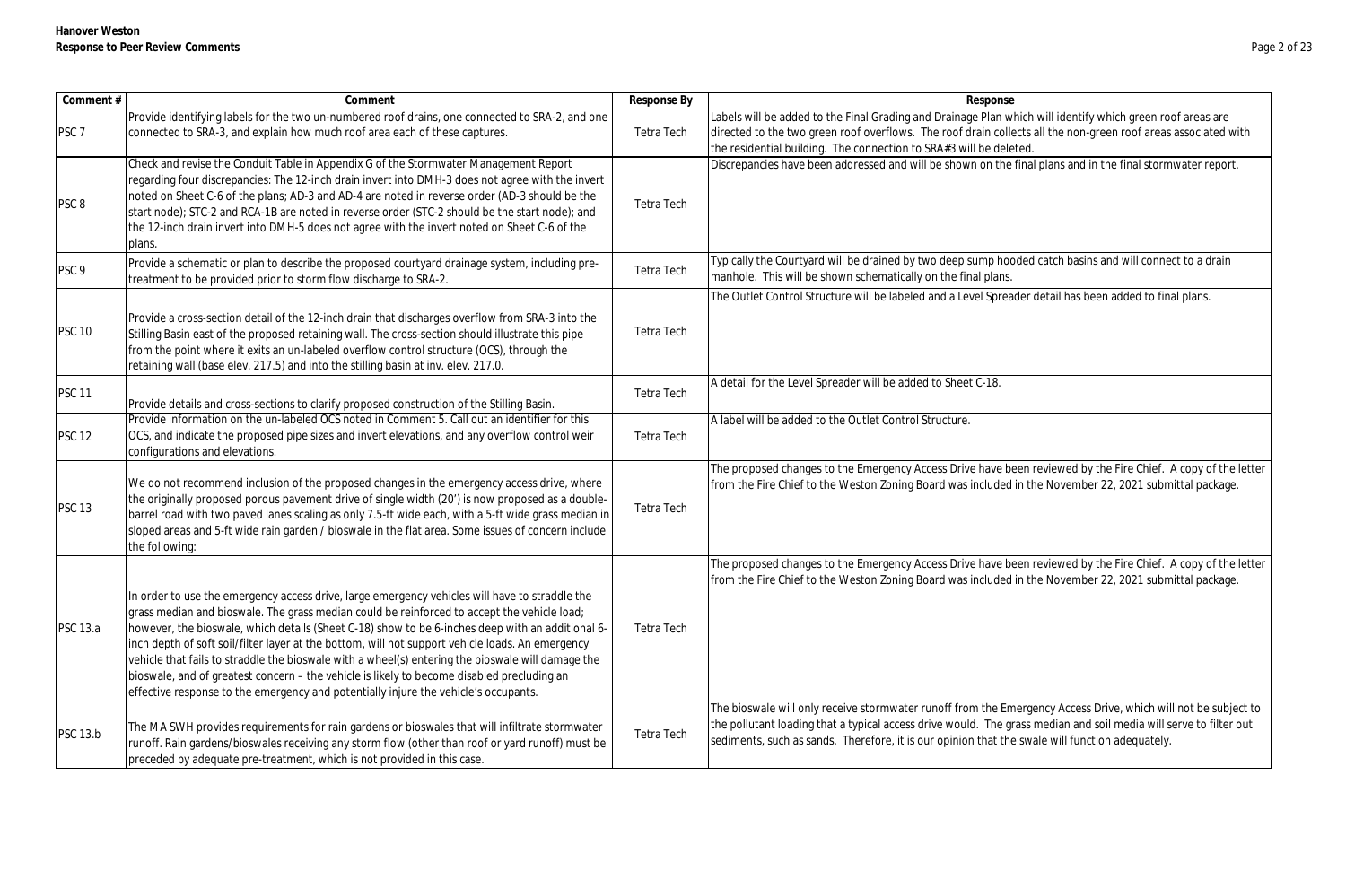| Comment # | Comment | Response By | Response |
|---|---|---|---|
| PSC 7 | Provide identifying labels for the two un-numbered roof drains, one connected to SRA-2, and one connected to SRA-3, and explain how much roof area each of these captures. | Tetra Tech | Labels will be added to the Final Grading and Drainage Plan which will identify which green roof areas are directed to the two green roof overflows. The roof drain collects all the non-green roof areas associated with the residential building. The connection to SRA#3 will be deleted. |
| PSC 8 | Check and revise the Conduit Table in Appendix G of the Stormwater Management Report regarding four discrepancies: The 12-inch drain invert into DMH-3 does not agree with the invert noted on Sheet C-6 of the plans; AD-3 and AD-4 are noted in reverse order (AD-3 should be the start node); STC-2 and RCA-1B are noted in reverse order (STC-2 should be the start node); and the 12-inch drain invert into DMH-5 does not agree with the invert noted on Sheet C-6 of the plans. | Tetra Tech | Discrepancies have been addressed and will be shown on the final plans and in the final stormwater report. |
| PSC 9 | Provide a schematic or plan to describe the proposed courtyard drainage system, including pre-treatment to be provided prior to storm flow discharge to SRA-2. | Tetra Tech | Typically the Courtyard will be drained by two deep sump hooded catch basins and will connect to a drain manhole. This will be shown schematically on the final plans. |
| PSC 10 | Provide a cross-section detail of the 12-inch drain that discharges overflow from SRA-3 into the Stilling Basin east of the proposed retaining wall. The cross-section should illustrate this pipe from the point where it exits an un-labeled overflow control structure (OCS), through the retaining wall (base elev. 217.5) and into the stilling basin at inv. elev. 217.0. | Tetra Tech | The Outlet Control Structure will be labeled and a Level Spreader detail has been added to final plans. |
| PSC 11 | Provide details and cross-sections to clarify proposed construction of the Stilling Basin. | Tetra Tech | A detail for the Level Spreader will be added to Sheet C-18. |
| PSC 12 | Provide information on the un-labeled OCS noted in Comment 5. Call out an identifier for this OCS, and indicate the proposed pipe sizes and invert elevations, and any overflow control weir configurations and elevations. | Tetra Tech | A label will be added to the Outlet Control Structure. |
| PSC 13 | We do not recommend inclusion of the proposed changes in the emergency access drive, where the originally proposed porous pavement drive of single width (20') is now proposed as a double-barrel road with two paved lanes scaling as only 7.5-ft wide each, with a 5-ft wide grass median in sloped areas and 5-ft wide rain garden / bioswale in the flat area. Some issues of concern include the following: | Tetra Tech | The proposed changes to the Emergency Access Drive have been reviewed by the Fire Chief. A copy of the letter from the Fire Chief to the Weston Zoning Board was included in the November 22, 2021 submittal package. |
| PSC 13.a | In order to use the emergency access drive, large emergency vehicles will have to straddle the grass median and bioswale. The grass median could be reinforced to accept the vehicle load; however, the bioswale, which details (Sheet C-18) show to be 6-inches deep with an additional 6-inch depth of soft soil/filter layer at the bottom, will not support vehicle loads. An emergency vehicle that fails to straddle the bioswale with a wheel(s) entering the bioswale will damage the bioswale, and of greatest concern – the vehicle is likely to become disabled precluding an effective response to the emergency and potentially injure the vehicle's occupants. | Tetra Tech | The proposed changes to the Emergency Access Drive have been reviewed by the Fire Chief. A copy of the letter from the Fire Chief to the Weston Zoning Board was included in the November 22, 2021 submittal package. |
| PSC 13.b | The MA SWH provides requirements for rain gardens or bioswales that will infiltrate stormwater runoff. Rain gardens/bioswales receiving any storm flow (other than roof or yard runoff) must be preceded by adequate pre-treatment, which is not provided in this case. | Tetra Tech | The bioswale will only receive stormwater runoff from the Emergency Access Drive, which will not be subject to the pollutant loading that a typical access drive would. The grass median and soil media will serve to filter out sediments, such as sands. Therefore, it is our opinion that the swale will function adequately. |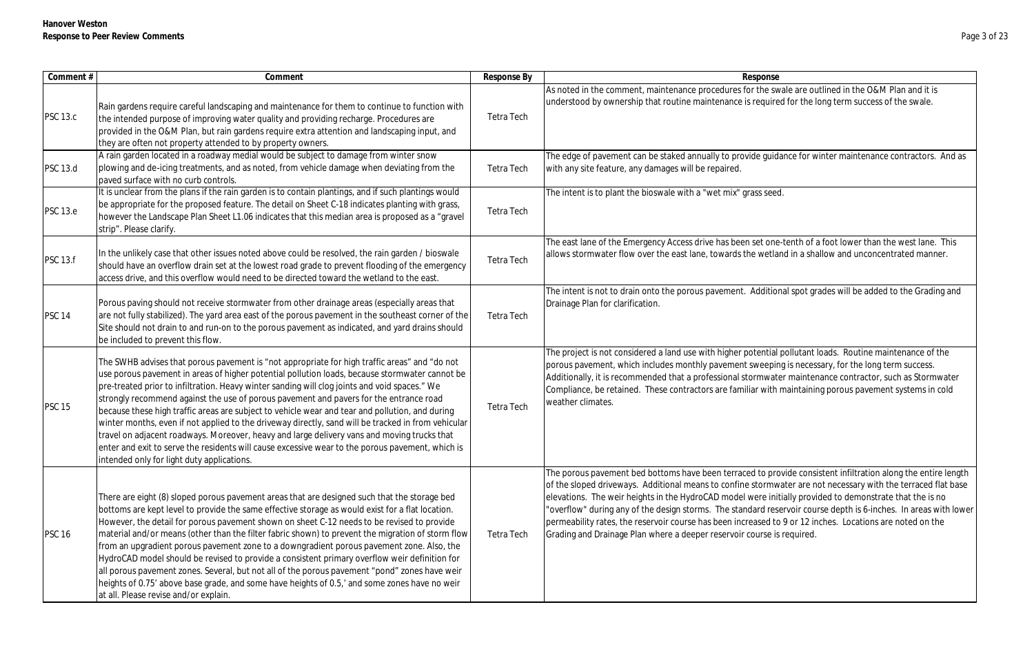| Comment # | Comment | Response By | Response |
|---|---|---|---|
| PSC 13.c | Rain gardens require careful landscaping and maintenance for them to continue to function with the intended purpose of improving water quality and providing recharge. Procedures are provided in the O&M Plan, but rain gardens require extra attention and landscaping input, and they are often not property attended to by property owners. | Tetra Tech | As noted in the comment, maintenance procedures for the swale are outlined in the O&M Plan and it is understood by ownership that routine maintenance is required for the long term success of the swale. |
| PSC 13.d | A rain garden located in a roadway medial would be subject to damage from winter snow plowing and de-icing treatments, and as noted, from vehicle damage when deviating from the paved surface with no curb controls. | Tetra Tech | The edge of pavement can be staked annually to provide guidance for winter maintenance contractors. And as with any site feature, any damages will be repaired. |
| PSC 13.e | It is unclear from the plans if the rain garden is to contain plantings, and if such plantings would be appropriate for the proposed feature. The detail on Sheet C-18 indicates planting with grass, however the Landscape Plan Sheet L1.06 indicates that this median area is proposed as a "gravel strip". Please clarify. | Tetra Tech | The intent is to plant the bioswale with a "wet mix" grass seed. |
| PSC 13.f | In the unlikely case that other issues noted above could be resolved, the rain garden / bioswale should have an overflow drain set at the lowest road grade to prevent flooding of the emergency access drive, and this overflow would need to be directed toward the wetland to the east. | Tetra Tech | The east lane of the Emergency Access drive has been set one-tenth of a foot lower than the west lane. This allows stormwater flow over the east lane, towards the wetland in a shallow and unconcentrated manner. |
| PSC 14 | Porous paving should not receive stormwater from other drainage areas (especially areas that are not fully stabilized). The yard area east of the porous pavement in the southeast corner of the Site should not drain to and run-on to the porous pavement as indicated, and yard drains should be included to prevent this flow. | Tetra Tech | The intent is not to drain onto the porous pavement. Additional spot grades will be added to the Grading and Drainage Plan for clarification. |
| PSC 15 | The SWHB advises that porous pavement is "not appropriate for high traffic areas" and "do not use porous pavement in areas of higher potential pollution loads, because stormwater cannot be pre-treated prior to infiltration. Heavy winter sanding will clog joints and void spaces." We strongly recommend against the use of porous pavement and pavers for the entrance road because these high traffic areas are subject to vehicle wear and tear and pollution, and during winter months, even if not applied to the driveway directly, sand will be tracked in from vehicular travel on adjacent roadways. Moreover, heavy and large delivery vans and moving trucks that enter and exit to serve the residents will cause excessive wear to the porous pavement, which is intended only for light duty applications. | Tetra Tech | The project is not considered a land use with higher potential pollutant loads. Routine maintenance of the porous pavement, which includes monthly pavement sweeping is necessary, for the long term success. Additionally, it is recommended that a professional stormwater maintenance contractor, such as Stormwater Compliance, be retained. These contractors are familiar with maintaining porous pavement systems in cold weather climates. |
| PSC 16 | There are eight (8) sloped porous pavement areas that are designed such that the storage bed bottoms are kept level to provide the same effective storage as would exist for a flat location. However, the detail for porous pavement shown on sheet C-12 needs to be revised to provide material and/or means (other than the filter fabric shown) to prevent the migration of storm flow from an upgradient porous pavement zone to a downgradient porous pavement zone. Also, the HydroCAD model should be revised to provide a consistent primary overflow weir definition for all porous pavement zones. Several, but not all of the porous pavement "pond" zones have weir heights of 0.75' above base grade, and some have heights of 0.5,' and some zones have no weir at all. Please revise and/or explain. | Tetra Tech | The porous pavement bed bottoms have been terraced to provide consistent infiltration along the entire length of the sloped driveways. Additional means to confine stormwater are not necessary with the terraced flat base elevations. The weir heights in the HydroCAD model were initially provided to demonstrate that the is no "overflow" during any of the design storms. The standard reservoir course depth is 6-inches. In areas with lower permeability rates, the reservoir course has been increased to 9 or 12 inches. Locations are noted on the Grading and Drainage Plan where a deeper reservoir course is required. |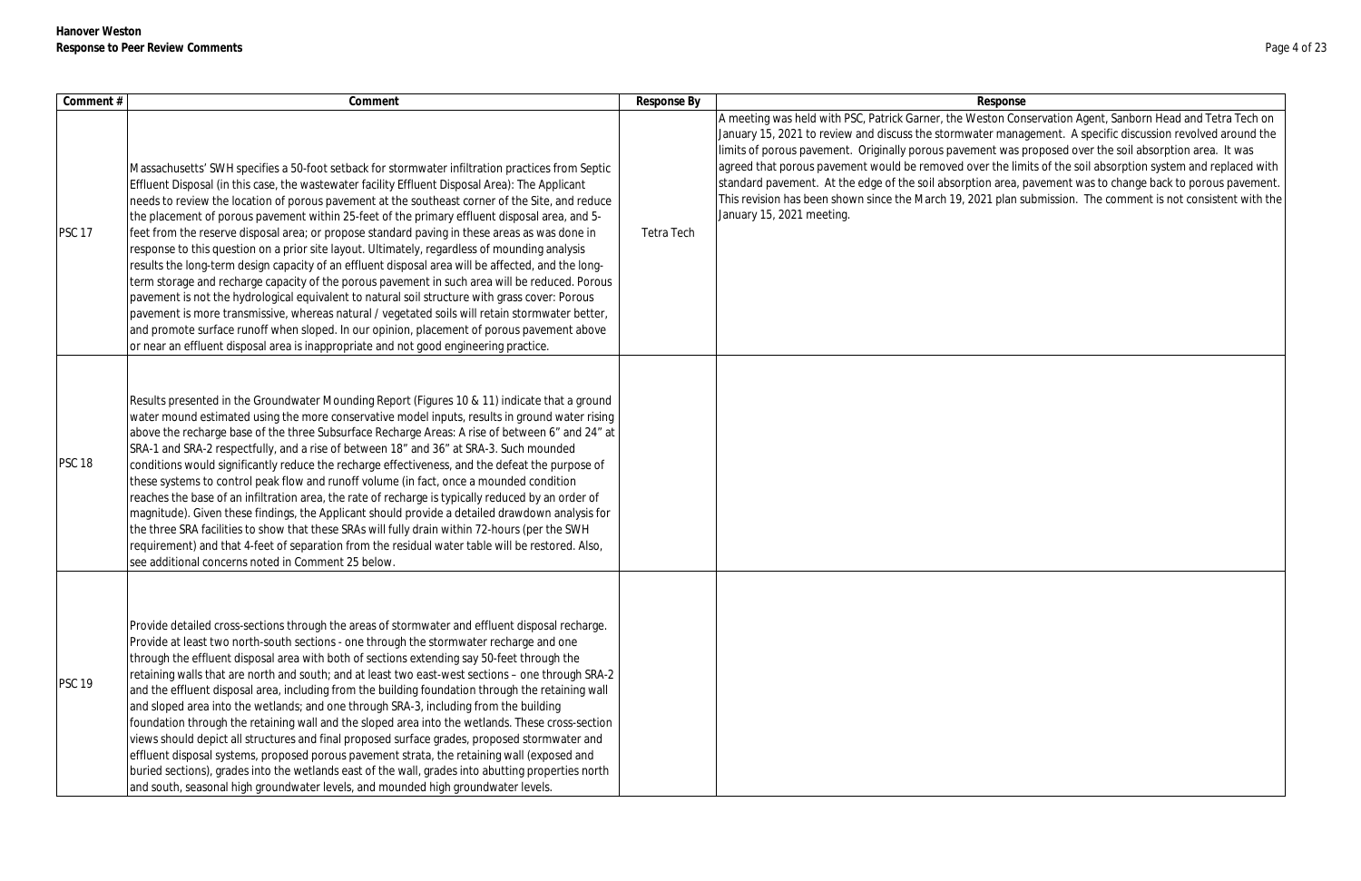**Hanover Weston**
**Response to Peer Review Comments**

| Comment # | Comment | Response By | Response |
|---|---|---|---|
| PSC 17 | Massachusetts' SWH specifies a 50-foot setback for stormwater infiltration practices from Septic Effluent Disposal (in this case, the wastewater facility Effluent Disposal Area): The Applicant needs to review the location of porous pavement at the southeast corner of the Site, and reduce the placement of porous pavement within 25-feet of the primary effluent disposal area, and 5-feet from the reserve disposal area; or propose standard paving in these areas as was done in response to this question on a prior site layout. Ultimately, regardless of mounding analysis results the long-term design capacity of an effluent disposal area will be affected, and the long-term storage and recharge capacity of the porous pavement in such area will be reduced. Porous pavement is not the hydrological equivalent to natural soil structure with grass cover: Porous pavement is more transmissive, whereas natural / vegetated soils will retain stormwater better, and promote surface runoff when sloped. In our opinion, placement of porous pavement above or near an effluent disposal area is inappropriate and not good engineering practice. | Tetra Tech | A meeting was held with PSC, Patrick Garner, the Weston Conservation Agent, Sanborn Head and Tetra Tech on January 15, 2021 to review and discuss the stormwater management. A specific discussion revolved around the limits of porous pavement. Originally porous pavement was proposed over the soil absorption area. It was agreed that porous pavement would be removed over the limits of the soil absorption system and replaced with standard pavement. At the edge of the soil absorption area, pavement was to change back to porous pavement. This revision has been shown since the March 19, 2021 plan submission. The comment is not consistent with the January 15, 2021 meeting. |
| PSC 18 | Results presented in the Groundwater Mounding Report (Figures 10 & 11) indicate that a ground water mound estimated using the more conservative model inputs, results in ground water rising above the recharge base of the three Subsurface Recharge Areas: A rise of between 6" and 24" at SRA-1 and SRA-2 respectfully, and a rise of between 18" and 36" at SRA-3. Such mounded conditions would significantly reduce the recharge effectiveness, and the defeat the purpose of these systems to control peak flow and runoff volume (in fact, once a mounded condition reaches the base of an infiltration area, the rate of recharge is typically reduced by an order of magnitude). Given these findings, the Applicant should provide a detailed drawdown analysis for the three SRA facilities to show that these SRAs will fully drain within 72-hours (per the SWH requirement) and that 4-feet of separation from the residual water table will be restored. Also, see additional concerns noted in Comment 25 below. | | |
| PSC 19 | Provide detailed cross-sections through the areas of stormwater and effluent disposal recharge. Provide at least two north-south sections - one through the stormwater recharge and one through the effluent disposal area with both of sections extending say 50-feet through the retaining walls that are north and south; and at least two east-west sections – one through SRA-2 and the effluent disposal area, including from the building foundation through the retaining wall and sloped area into the wetlands; and one through SRA-3, including from the building foundation through the retaining wall and the sloped area into the wetlands. These cross-section views should depict all structures and final proposed surface grades, proposed stormwater and effluent disposal systems, proposed porous pavement strata, the retaining wall (exposed and buried sections), grades into the wetlands east of the wall, grades into abutting properties north and south, seasonal high groundwater levels, and mounded high groundwater levels. | | |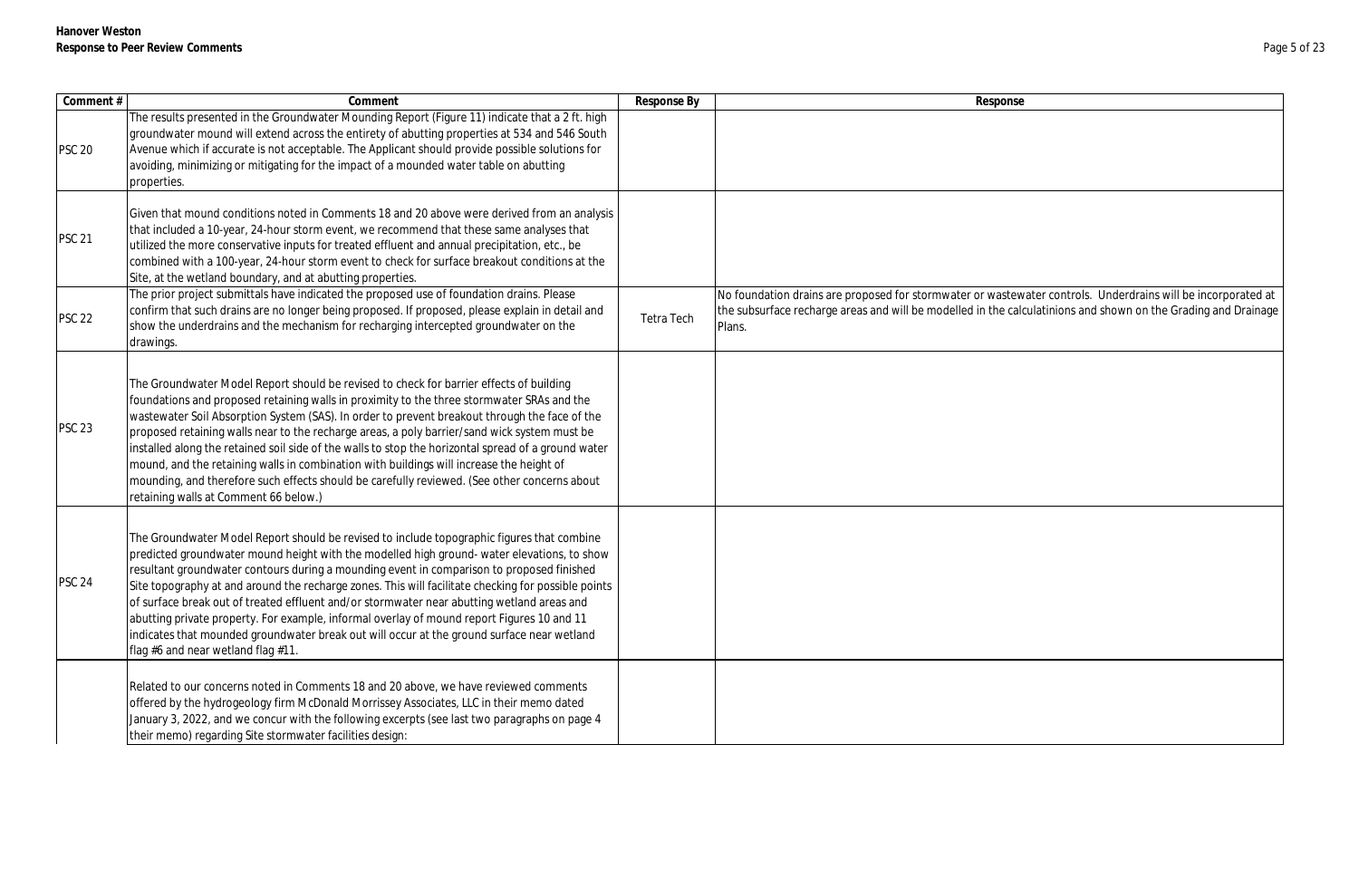| Comment # | Comment | Response By | Response |
|---|---|---|---|
| PSC 20 | The results presented in the Groundwater Mounding Report (Figure 11) indicate that a 2 ft. high groundwater mound will extend across the entirety of abutting properties at 534 and 546 South Avenue which if accurate is not acceptable. The Applicant should provide possible solutions for avoiding, minimizing or mitigating for the impact of a mounded water table on abutting properties. | | |
| PSC 21 | Given that mound conditions noted in Comments 18 and 20 above were derived from an analysis that included a 10-year, 24-hour storm event, we recommend that these same analyses that utilized the more conservative inputs for treated effluent and annual precipitation, etc., be combined with a 100-year, 24-hour storm event to check for surface breakout conditions at the Site, at the wetland boundary, and at abutting properties. | | |
| PSC 22 | The prior project submittals have indicated the proposed use of foundation drains. Please confirm that such drains are no longer being proposed. If proposed, please explain in detail and show the underdrains and the mechanism for recharging intercepted groundwater on the drawings. | Tetra Tech | No foundation drains are proposed for stormwater or wastewater controls. Underdrains will be incorporated at the subsurface recharge areas and will be modelled in the calculatinions and shown on the Grading and Drainage Plans. |
| PSC 23 | The Groundwater Model Report should be revised to check for barrier effects of building foundations and proposed retaining walls in proximity to the three stormwater SRAs and the wastewater Soil Absorption System (SAS). In order to prevent breakout through the face of the proposed retaining walls near to the recharge areas, a poly barrier/sand wick system must be installed along the retained soil side of the walls to stop the horizontal spread of a ground water mound, and the retaining walls in combination with buildings will increase the height of mounding, and therefore such effects should be carefully reviewed. (See other concerns about retaining walls at Comment 66 below.) | | |
| PSC 24 | The Groundwater Model Report should be revised to include topographic figures that combine predicted groundwater mound height with the modelled high ground- water elevations, to show resultant groundwater contours during a mounding event in comparison to proposed finished Site topography at and around the recharge zones. This will facilitate checking for possible points of surface break out of treated effluent and/or stormwater near abutting wetland areas and abutting private property. For example, informal overlay of mound report Figures 10 and 11 indicates that mounded groundwater break out will occur at the ground surface near wetland flag #6 and near wetland flag #11. | | |
| | Related to our concerns noted in Comments 18 and 20 above, we have reviewed comments offered by the hydrogeology firm McDonald Morrissey Associates, LLC in their memo dated January 3, 2022, and we concur with the following excerpts (see last two paragraphs on page 4 their memo) regarding Site stormwater facilities design: | | |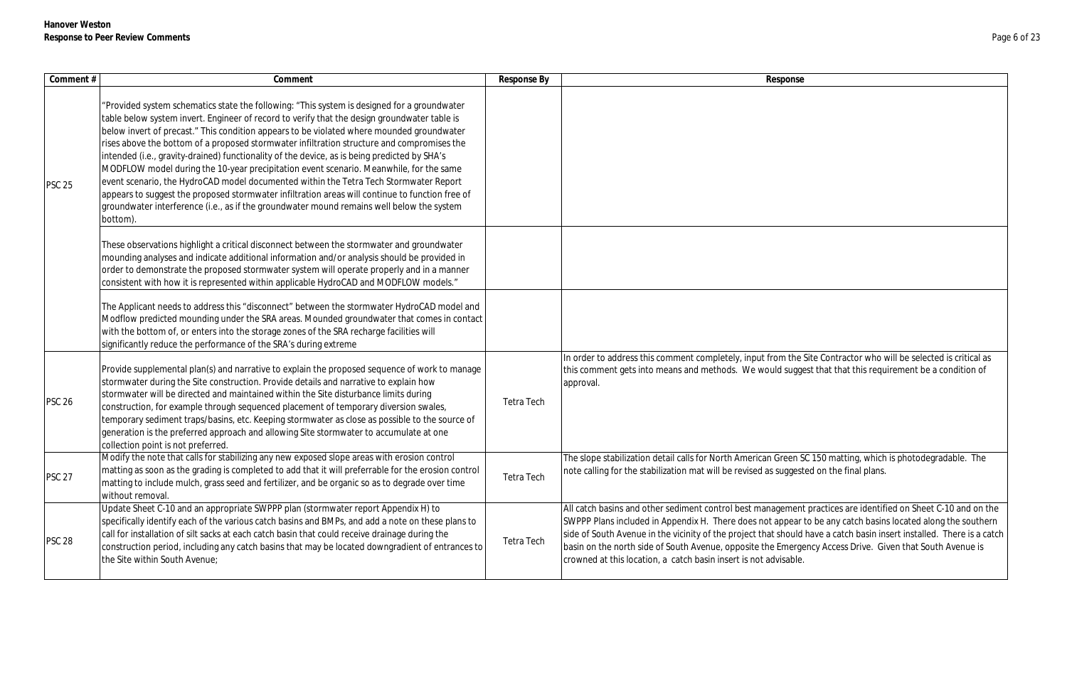| Comment # | Comment | Response By | Response |
|---|---|---|---|
| PSC 25 | "Provided system schematics state the following: "This system is designed for a groundwater table below system invert. Engineer of record to verify that the design groundwater table is below invert of precast." This condition appears to be violated where mounded groundwater rises above the bottom of a proposed stormwater infiltration structure and compromises the intended (i.e., gravity-drained) functionality of the device, as is being predicted by SHA's MODFLOW model during the 10-year precipitation event scenario. Meanwhile, for the same event scenario, the HydroCAD model documented within the Tetra Tech Stormwater Report appears to suggest the proposed stormwater infiltration areas will continue to function free of groundwater interference (i.e., as if the groundwater mound remains well below the system bottom). | | |
| | These observations highlight a critical disconnect between the stormwater and groundwater mounding analyses and indicate additional information and/or analysis should be provided in order to demonstrate the proposed stormwater system will operate properly and in a manner consistent with how it is represented within applicable HydroCAD and MODFLOW models." | | |
| | The Applicant needs to address this "disconnect" between the stormwater HydroCAD model and Modflow predicted mounding under the SRA areas. Mounded groundwater that comes in contact with the bottom of, or enters into the storage zones of the SRA recharge facilities will significantly reduce the performance of the SRA's during extreme | | |
| PSC 26 | Provide supplemental plan(s) and narrative to explain the proposed sequence of work to manage stormwater during the Site construction. Provide details and narrative to explain how stormwater will be directed and maintained within the Site disturbance limits during construction, for example through sequenced placement of temporary diversion swales, temporary sediment traps/basins, etc. Keeping stormwater as close as possible to the source of generation is the preferred approach and allowing Site stormwater to accumulate at one collection point is not preferred. | Tetra Tech | In order to address this comment completely, input from the Site Contractor who will be selected is critical as this comment gets into means and methods. We would suggest that that this requirement be a condition of approval. |
| PSC 27 | Modify the note that calls for stabilizing any new exposed slope areas with erosion control matting as soon as the grading is completed to add that it will preferrable for the erosion control matting to include mulch, grass seed and fertilizer, and be organic so as to degrade over time without removal. | Tetra Tech | The slope stabilization detail calls for North American Green SC 150 matting, which is photodegradable. The note calling for the stabilization mat will be revised as suggested on the final plans. |
| PSC 28 | Update Sheet C-10 and an appropriate SWPPP plan (stormwater report Appendix H) to specifically identify each of the various catch basins and BMPs, and add a note on these plans to call for installation of silt sacks at each catch basin that could receive drainage during the construction period, including any catch basins that may be located downgradient of entrances to the Site within South Avenue; | Tetra Tech | All catch basins and other sediment control best management practices are identified on Sheet C-10 and on the SWPPP Plans included in Appendix H. There does not appear to be any catch basins located along the southern side of South Avenue in the vicinity of the project that should have a catch basin insert installed. There is a catch basin on the north side of South Avenue, opposite the Emergency Access Drive. Given that South Avenue is crowned at this location, a catch basin insert is not advisable. |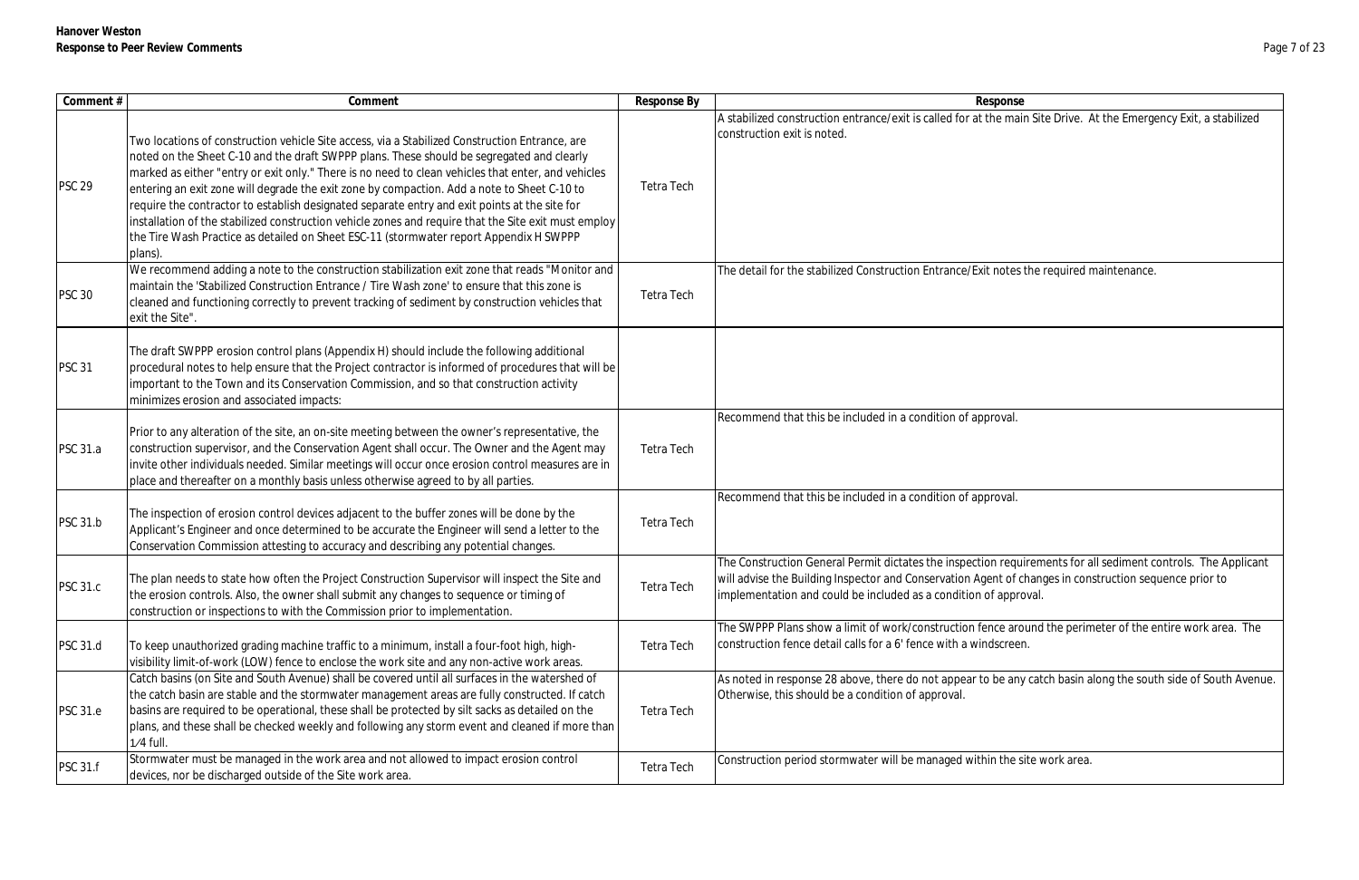**Hanover Weston**
**Response to Peer Review Comments**

| Comment # | Comment | Response By | Response |
|---|---|---|---|
| PSC 29 | Two locations of construction vehicle Site access, via a Stabilized Construction Entrance, are noted on the Sheet C-10 and the draft SWPPP plans. These should be segregated and clearly marked as either "entry or exit only." There is no need to clean vehicles that enter, and vehicles entering an exit zone will degrade the exit zone by compaction. Add a note to Sheet C-10 to require the contractor to establish designated separate entry and exit points at the site for installation of the stabilized construction vehicle zones and require that the Site exit must employ the Tire Wash Practice as detailed on Sheet ESC-11 (stormwater report Appendix H SWPPP plans). | Tetra Tech | A stabilized construction entrance/exit is called for at the main Site Drive. At the Emergency Exit, a stabilized construction exit is noted. |
| PSC 30 | We recommend adding a note to the construction stabilization exit zone that reads "Monitor and maintain the 'Stabilized Construction Entrance / Tire Wash zone' to ensure that this zone is cleaned and functioning correctly to prevent tracking of sediment by construction vehicles that exit the Site". | Tetra Tech | The detail for the stabilized Construction Entrance/Exit notes the required maintenance. |
| PSC 31 | The draft SWPPP erosion control plans (Appendix H) should include the following additional procedural notes to help ensure that the Project contractor is informed of procedures that will be important to the Town and its Conservation Commission, and so that construction activity minimizes erosion and associated impacts: | | |
| PSC 31.a | Prior to any alteration of the site, an on-site meeting between the owner's representative, the construction supervisor, and the Conservation Agent shall occur. The Owner and the Agent may invite other individuals needed. Similar meetings will occur once erosion control measures are in place and thereafter on a monthly basis unless otherwise agreed to by all parties. | Tetra Tech | Recommend that this be included in a condition of approval. |
| PSC 31.b | The inspection of erosion control devices adjacent to the buffer zones will be done by the Applicant's Engineer and once determined to be accurate the Engineer will send a letter to the Conservation Commission attesting to accuracy and describing any potential changes. | Tetra Tech | Recommend that this be included in a condition of approval. |
| PSC 31.c | The plan needs to state how often the Project Construction Supervisor will inspect the Site and the erosion controls. Also, the owner shall submit any changes to sequence or timing of construction or inspections to with the Commission prior to implementation. | Tetra Tech | The Construction General Permit dictates the inspection requirements for all sediment controls. The Applicant will advise the Building Inspector and Conservation Agent of changes in construction sequence prior to implementation and could be included as a condition of approval. |
| PSC 31.d | To keep unauthorized grading machine traffic to a minimum, install a four-foot high, high-visibility limit-of-work (LOW) fence to enclose the work site and any non-active work areas. | Tetra Tech | The SWPPP Plans show a limit of work/construction fence around the perimeter of the entire work area. The construction fence detail calls for a 6' fence with a windscreen. |
| PSC 31.e | Catch basins (on Site and South Avenue) shall be covered until all surfaces in the watershed of the catch basin are stable and the stormwater management areas are fully constructed. If catch basins are required to be operational, these shall be protected by silt sacks as detailed on the plans, and these shall be checked weekly and following any storm event and cleaned if more than 1/4 full. | Tetra Tech | As noted in response 28 above, there do not appear to be any catch basin along the south side of South Avenue. Otherwise, this should be a condition of approval. |
| PSC 31.f | Stormwater must be managed in the work area and not allowed to impact erosion control devices, nor be discharged outside of the Site work area. | Tetra Tech | Construction period stormwater will be managed within the site work area. |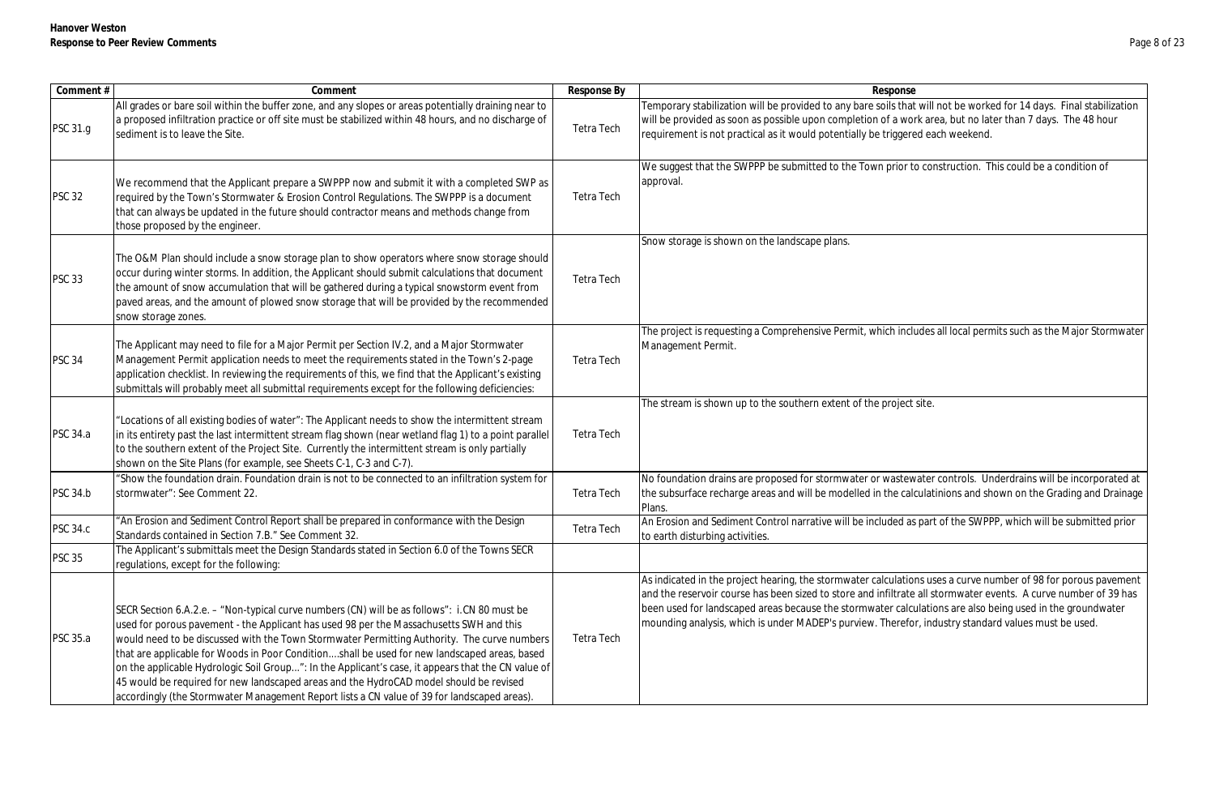| Comment # | Comment | Response By | Response |
|---|---|---|---|
| PSC 31.g | All grades or bare soil within the buffer zone, and any slopes or areas potentially draining near to a proposed infiltration practice or off site must be stabilized within 48 hours, and no discharge of sediment is to leave the Site. | Tetra Tech | Temporary stabilization will be provided to any bare soils that will not be worked for 14 days. Final stabilization will be provided as soon as possible upon completion of a work area, but no later than 7 days. The 48 hour requirement is not practical as it would potentially be triggered each weekend. |
| PSC 32 | We recommend that the Applicant prepare a SWPPP now and submit it with a completed SWP as required by the Town's Stormwater & Erosion Control Regulations. The SWPPP is a document that can always be updated in the future should contractor means and methods change from those proposed by the engineer. | Tetra Tech | We suggest that the SWPPP be submitted to the Town prior to construction. This could be a condition of approval. |
| PSC 33 | The O&M Plan should include a snow storage plan to show operators where snow storage should occur during winter storms. In addition, the Applicant should submit calculations that document the amount of snow accumulation that will be gathered during a typical snowstorm event from paved areas, and the amount of plowed snow storage that will be provided by the recommended snow storage zones. | Tetra Tech | Snow storage is shown on the landscape plans. |
| PSC 34 | The Applicant may need to file for a Major Permit per Section IV.2, and a Major Stormwater Management Permit application needs to meet the requirements stated in the Town's 2-page application checklist. In reviewing the requirements of this, we find that the Applicant's existing submittals will probably meet all submittal requirements except for the following deficiencies: | Tetra Tech | The project is requesting a Comprehensive Permit, which includes all local permits such as the Major Stormwater Management Permit. |
| PSC 34.a | "Locations of all existing bodies of water": The Applicant needs to show the intermittent stream in its entirety past the last intermittent stream flag shown (near wetland flag 1) to a point parallel to the southern extent of the Project Site. Currently the intermittent stream is only partially shown on the Site Plans (for example, see Sheets C-1, C-3 and C-7). | Tetra Tech | The stream is shown up to the southern extent of the project site. |
| PSC 34.b | "Show the foundation drain. Foundation drain is not to be connected to an infiltration system for stormwater": See Comment 22. | Tetra Tech | No foundation drains are proposed for stormwater or wastewater controls. Underdrains will be incorporated at the subsurface recharge areas and will be modelled in the calculatinions and shown on the Grading and Drainage Plans. |
| PSC 34.c | "An Erosion and Sediment Control Report shall be prepared in conformance with the Design Standards contained in Section 7.B." See Comment 32. | Tetra Tech | An Erosion and Sediment Control narrative will be included as part of the SWPPP, which will be submitted prior to earth disturbing activities. |
| PSC 35 | The Applicant's submittals meet the Design Standards stated in Section 6.0 of the Towns SECR regulations, except for the following: | | |
| PSC 35.a | SECR Section 6.A.2.e. – "Non-typical curve numbers (CN) will be as follows": i. CN 80 must be used for porous pavement - the Applicant has used 98 per the Massachusetts SWH and this would need to be discussed with the Town Stormwater Permitting Authority. The curve numbers that are applicable for Woods in Poor Condition....shall be used for new landscaped areas, based on the applicable Hydrologic Soil Group...": In the Applicant's case, it appears that the CN value of 45 would be required for new landscaped areas and the HydroCAD model should be revised accordingly (the Stormwater Management Report lists a CN value of 39 for landscaped areas). | Tetra Tech | As indicated in the project hearing, the stormwater calculations uses a curve number of 98 for porous pavement and the reservoir course has been sized to store and infiltrate all stormwater events. A curve number of 39 has been used for landscaped areas because the stormwater calculations are also being used in the groundwater mounding analysis, which is under MADEP's purview. Therefor, industry standard values must be used. |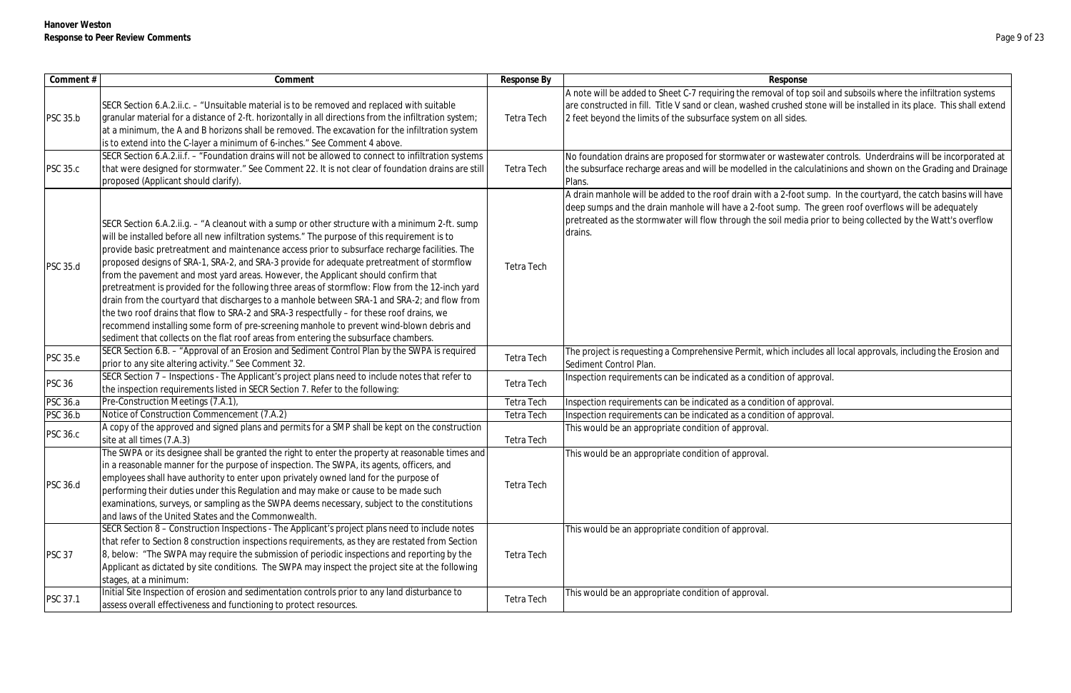| Comment # | Comment | Response By | Response |
|---|---|---|---|
| PSC 35.b | SECR Section 6.A.2.ii.c. – "Unsuitable material is to be removed and replaced with suitable granular material for a distance of 2-ft. horizontally in all directions from the infiltration system; at a minimum, the A and B horizons shall be removed. The excavation for the infiltration system is to extend into the C-layer a minimum of 6-inches." See Comment 4 above. | Tetra Tech | A note will be added to Sheet C-7 requiring the removal of top soil and subsoils where the infiltration systems are constructed in fill. Title V sand or clean, washed crushed stone will be installed in its place. This shall extend 2 feet beyond the limits of the subsurface system on all sides. |
| PSC 35.c | SECR Section 6.A.2.ii.f. – "Foundation drains will not be allowed to connect to infiltration systems that were designed for stormwater." See Comment 22. It is not clear of foundation drains are still proposed (Applicant should clarify). | Tetra Tech | No foundation drains are proposed for stormwater or wastewater controls. Underdrains will be incorporated at the subsurface recharge areas and will be modelled in the calculatinions and shown on the Grading and Drainage Plans. |
| PSC 35.d | SECR Section 6.A.2.ii.g. – "A cleanout with a sump or other structure with a minimum 2-ft. sump will be installed before all new infiltration systems." The purpose of this requirement is to provide basic pretreatment and maintenance access prior to subsurface recharge facilities. The proposed designs of SRA-1, SRA-2, and SRA-3 provide for adequate pretreatment of stormflow from the pavement and most yard areas. However, the Applicant should confirm that pretreatment is provided for the following three areas of stormflow: Flow from the 12-inch yard drain from the courtyard that discharges to a manhole between SRA-1 and SRA-2; and flow from the two roof drains that flow to SRA-2 and SRA-3 respectfully – for these roof drains, we recommend installing some form of pre-screening manhole to prevent wind-blown debris and sediment that collects on the flat roof areas from entering the subsurface chambers. | Tetra Tech | A drain manhole will be added to the roof drain with a 2-foot sump. In the courtyard, the catch basins will have deep sumps and the drain manhole will have a 2-foot sump. The green roof overflows will be adequately pretreated as the stormwater will flow through the soil media prior to being collected by the Watt's overflow drains. |
| PSC 35.e | SECR Section 6.B. – "Approval of an Erosion and Sediment Control Plan by the SWPA is required prior to any site altering activity." See Comment 32. | Tetra Tech | The project is requesting a Comprehensive Permit, which includes all local approvals, including the Erosion and Sediment Control Plan. |
| PSC 36 | SECR Section 7 – Inspections - The Applicant's project plans need to include notes that refer to the inspection requirements listed in SECR Section 7. Refer to the following: | Tetra Tech | Inspection requirements can be indicated as a condition of approval. |
| PSC 36.a | Pre-Construction Meetings (7.A.1), | Tetra Tech | Inspection requirements can be indicated as a condition of approval. |
| PSC 36.b | Notice of Construction Commencement (7.A.2) | Tetra Tech | Inspection requirements can be indicated as a condition of approval. |
| PSC 36.c | A copy of the approved and signed plans and permits for a SMP shall be kept on the construction site at all times (7.A.3) | Tetra Tech | This would be an appropriate condition of approval. |
| PSC 36.d | The SWPA or its designee shall be granted the right to enter the property at reasonable times and in a reasonable manner for the purpose of inspection. The SWPA, its agents, officers, and employees shall have authority to enter upon privately owned land for the purpose of performing their duties under this Regulation and may make or cause to be made such examinations, surveys, or sampling as the SWPA deems necessary, subject to the constitutions and laws of the United States and the Commonwealth. | Tetra Tech | This would be an appropriate condition of approval. |
| PSC 37 | SECR Section 8 – Construction Inspections - The Applicant's project plans need to include notes that refer to the Section 8 construction inspections requirements, as they are restated from Section 8, below: "The SWPA may require the submission of periodic inspections and reporting by the Applicant as dictated by site conditions. The SWPA may inspect the project site at the following stages, at a minimum: | Tetra Tech | This would be an appropriate condition of approval. |
| PSC 37.1 | Initial Site Inspection of erosion and sedimentation controls prior to any land disturbance to assess overall effectiveness and functioning to protect resources. | Tetra Tech | This would be an appropriate condition of approval. |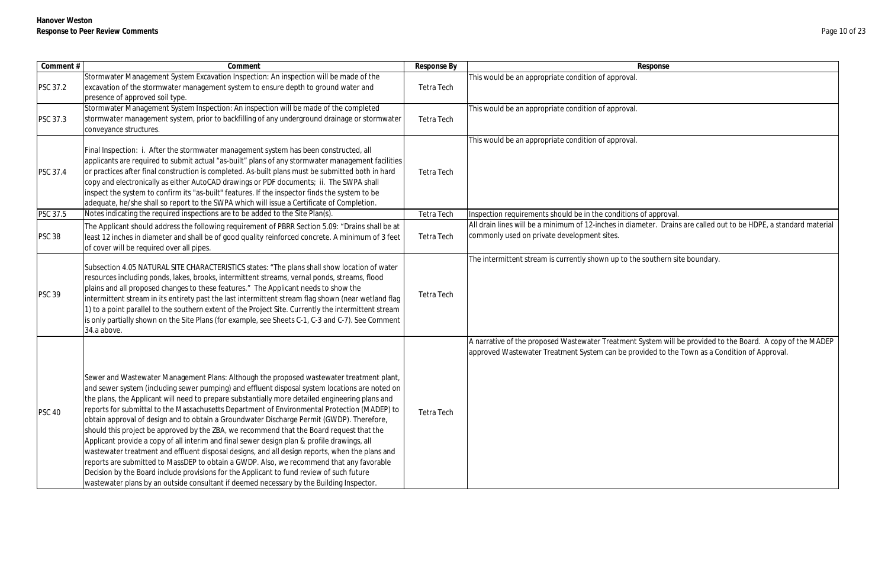| Comment # | Comment | Response By | Response |
| --- | --- | --- | --- |
| PSC 37.2 | Stormwater Management System Excavation Inspection: An inspection will be made of the excavation of the stormwater management system to ensure depth to ground water and presence of approved soil type. | Tetra Tech | This would be an appropriate condition of approval. |
| PSC 37.3 | Stormwater Management System Inspection: An inspection will be made of the completed stormwater management system, prior to backfilling of any underground drainage or stormwater conveyance structures. | Tetra Tech | This would be an appropriate condition of approval. |
| PSC 37.4 | Final Inspection: i. After the stormwater management system has been constructed, all applicants are required to submit actual "as-built" plans of any stormwater management facilities or practices after final construction is completed. As-built plans must be submitted both in hard copy and electronically as either AutoCAD drawings or PDF documents; ii. The SWPA shall inspect the system to confirm its "as-built" features. If the inspector finds the system to be adequate, he/she shall so report to the SWPA which will issue a Certificate of Completion. | Tetra Tech | This would be an appropriate condition of approval. |
| PSC 37.5 | Notes indicating the required inspections are to be added to the Site Plan(s). | Tetra Tech | Inspection requirements should be in the conditions of approval. |
| PSC 38 | The Applicant should address the following requirement of PBRR Section 5.09: "Drains shall be at least 12 inches in diameter and shall be of good quality reinforced concrete. A minimum of 3 feet of cover will be required over all pipes. | Tetra Tech | All drain lines will be a minimum of 12-inches in diameter. Drains are called out to be HDPE, a standard material commonly used on private development sites. |
| PSC 39 | Subsection 4.05 NATURAL SITE CHARACTERISTICS states: "The plans shall show location of water resources including ponds, lakes, brooks, intermittent streams, vernal ponds, streams, flood plains and all proposed changes to these features." The Applicant needs to show the intermittent stream in its entirety past the last intermittent stream flag shown (near wetland flag 1) to a point parallel to the southern extent of the Project Site. Currently the intermittent stream is only partially shown on the Site Plans (for example, see Sheets C-1, C-3 and C-7). See Comment 34.a above. | Tetra Tech | The intermittent stream is currently shown up to the southern site boundary. |
| PSC 40 | Sewer and Wastewater Management Plans: Although the proposed wastewater treatment plant, and sewer system (including sewer pumping) and effluent disposal system locations are noted on the plans, the Applicant will need to prepare substantially more detailed engineering plans and reports for submittal to the Massachusetts Department of Environmental Protection (MADEP) to obtain approval of design and to obtain a Groundwater Discharge Permit (GWDP). Therefore, should this project be approved by the ZBA, we recommend that the Board request that the Applicant provide a copy of all interim and final sewer design plan & profile drawings, all wastewater treatment and effluent disposal designs, and all design reports, when the plans and reports are submitted to MassDEP to obtain a GWDP. Also, we recommend that any favorable Decision by the Board include provisions for the Applicant to fund review of such future wastewater plans by an outside consultant if deemed necessary by the Building Inspector. | Tetra Tech | A narrative of the proposed Wastewater Treatment System will be provided to the Board. A copy of the MADEP approved Wastewater Treatment System can be provided to the Town as a Condition of Approval. |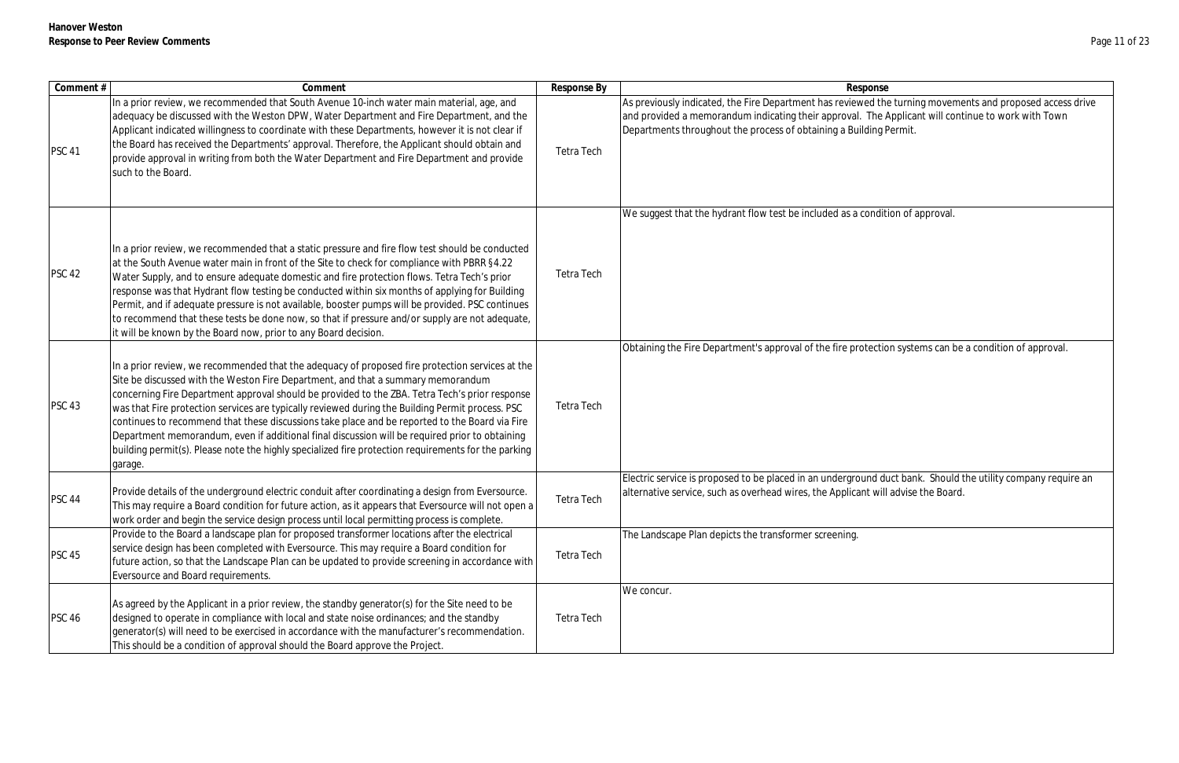**Hanover Weston**
**Response to Peer Review Comments**

| Comment # | Comment | Response By | Response |
|---|---|---|---|
| PSC 41 | In a prior review, we recommended that South Avenue 10-inch water main material, age, and adequacy be discussed with the Weston DPW, Water Department and Fire Department, and the Applicant indicated willingness to coordinate with these Departments, however it is not clear if the Board has received the Departments' approval. Therefore, the Applicant should obtain and provide approval in writing from both the Water Department and Fire Department and provide such to the Board. | Tetra Tech | As previously indicated, the Fire Department has reviewed the turning movements and proposed access drive and provided a memorandum indicating their approval. The Applicant will continue to work with Town Departments throughout the process of obtaining a Building Permit. |
| PSC 42 | In a prior review, we recommended that a static pressure and fire flow test should be conducted at the South Avenue water main in front of the Site to check for compliance with PBRR §4.22 Water Supply, and to ensure adequate domestic and fire protection flows. Tetra Tech's prior response was that Hydrant flow testing be conducted within six months of applying for Building Permit, and if adequate pressure is not available, booster pumps will be provided. PSC continues to recommend that these tests be done now, so that if pressure and/or supply are not adequate, it will be known by the Board now, prior to any Board decision. | Tetra Tech | We suggest that the hydrant flow test be included as a condition of approval. |
| PSC 43 | In a prior review, we recommended that the adequacy of proposed fire protection services at the Site be discussed with the Weston Fire Department, and that a summary memorandum concerning Fire Department approval should be provided to the ZBA. Tetra Tech's prior response was that Fire protection services are typically reviewed during the Building Permit process. PSC continues to recommend that these discussions take place and be reported to the Board via Fire Department memorandum, even if additional final discussion will be required prior to obtaining building permit(s). Please note the highly specialized fire protection requirements for the parking garage. | Tetra Tech | Obtaining the Fire Department's approval of the fire protection systems can be a condition of approval. |
| PSC 44 | Provide details of the underground electric conduit after coordinating a design from Eversource. This may require a Board condition for future action, as it appears that Eversource will not open a work order and begin the service design process until local permitting process is complete. | Tetra Tech | Electric service is proposed to be placed in an underground duct bank. Should the utility company require an alternative service, such as overhead wires, the Applicant will advise the Board. |
| PSC 45 | Provide to the Board a landscape plan for proposed transformer locations after the electrical service design has been completed with Eversource. This may require a Board condition for future action, so that the Landscape Plan can be updated to provide screening in accordance with Eversource and Board requirements. | Tetra Tech | The Landscape Plan depicts the transformer screening. |
| PSC 46 | As agreed by the Applicant in a prior review, the standby generator(s) for the Site need to be designed to operate in compliance with local and state noise ordinances; and the standby generator(s) will need to be exercised in accordance with the manufacturer's recommendation. This should be a condition of approval should the Board approve the Project. | Tetra Tech | We concur. |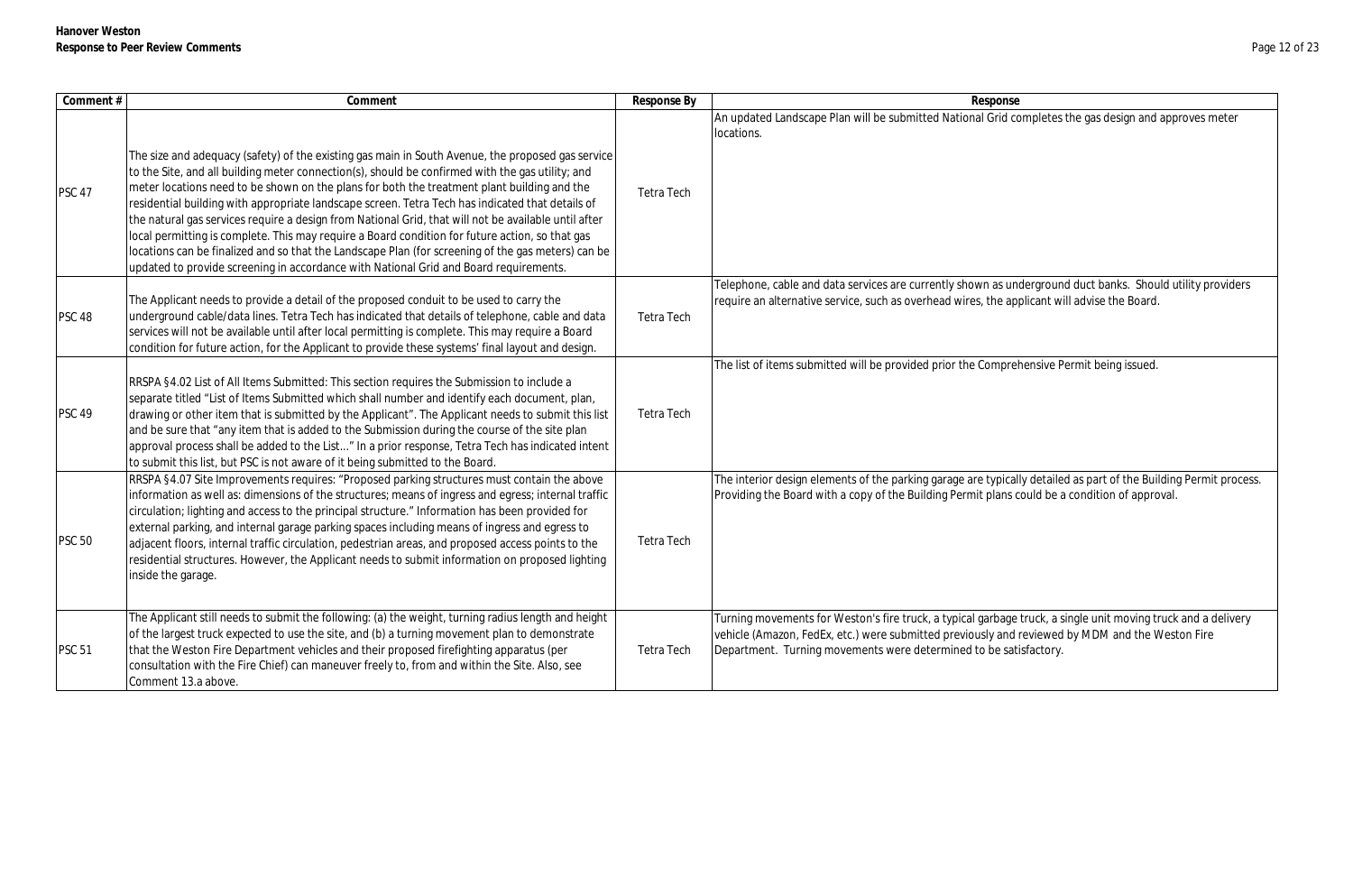| Comment # | Comment | Response By | Response |
|---|---|---|---|
| PSC 47 | The size and adequacy (safety) of the existing gas main in South Avenue, the proposed gas service to the Site, and all building meter connection(s), should be confirmed with the gas utility; and meter locations need to be shown on the plans for both the treatment plant building and the residential building with appropriate landscape screen. Tetra Tech has indicated that details of the natural gas services require a design from National Grid, that will not be available until after local permitting is complete. This may require a Board condition for future action, so that gas locations can be finalized and so that the Landscape Plan (for screening of the gas meters) can be updated to provide screening in accordance with National Grid and Board requirements. | Tetra Tech | An updated Landscape Plan will be submitted National Grid completes the gas design and approves meter locations. |
| PSC 48 | The Applicant needs to provide a detail of the proposed conduit to be used to carry the underground cable/data lines. Tetra Tech has indicated that details of telephone, cable and data services will not be available until after local permitting is complete. This may require a Board condition for future action, for the Applicant to provide these systems' final layout and design. | Tetra Tech | Telephone, cable and data services are currently shown as underground duct banks. Should utility providers require an alternative service, such as overhead wires, the applicant will advise the Board. |
| PSC 49 | RRSPA §4.02 List of All Items Submitted: This section requires the Submission to include a separate titled "List of Items Submitted which shall number and identify each document, plan, drawing or other item that is submitted by the Applicant". The Applicant needs to submit this list and be sure that "any item that is added to the Submission during the course of the site plan approval process shall be added to the List..." In a prior response, Tetra Tech has indicated intent to submit this list, but PSC is not aware of it being submitted to the Board. | Tetra Tech | The list of items submitted will be provided prior the Comprehensive Permit being issued. |
| PSC 50 | RRSPA §4.07 Site Improvements requires: "Proposed parking structures must contain the above information as well as: dimensions of the structures; means of ingress and egress; internal traffic circulation; lighting and access to the principal structure." Information has been provided for external parking, and internal garage parking spaces including means of ingress and egress to adjacent floors, internal traffic circulation, pedestrian areas, and proposed access points to the residential structures. However, the Applicant needs to submit information on proposed lighting inside the garage. | Tetra Tech | The interior design elements of the parking garage are typically detailed as part of the Building Permit process. Providing the Board with a copy of the Building Permit plans could be a condition of approval. |
| PSC 51 | The Applicant still needs to submit the following: (a) the weight, turning radius length and height of the largest truck expected to use the site, and (b) a turning movement plan to demonstrate that the Weston Fire Department vehicles and their proposed firefighting apparatus (per consultation with the Fire Chief) can maneuver freely to, from and within the Site. Also, see Comment 13.a above. | Tetra Tech | Turning movements for Weston's fire truck, a typical garbage truck, a single unit moving truck and a delivery vehicle (Amazon, FedEx, etc.) were submitted previously and reviewed by MDM and the Weston Fire Department. Turning movements were determined to be satisfactory. |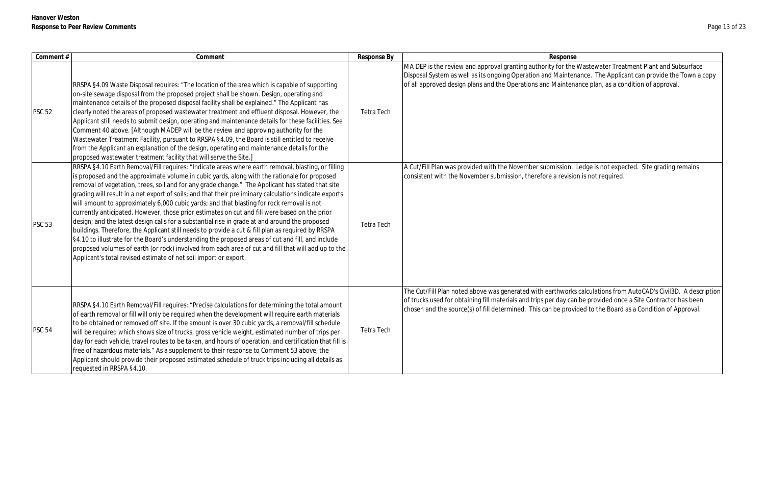| Comment # | Comment | Response By | Response |
|---|---|---|---|
| PSC 52 | RRSPA §4.09 Waste Disposal requires: "The location of the area which is capable of supporting on-site sewage disposal from the proposed project shall be shown. Design, operating and maintenance details of the proposed disposal facility shall be explained." The Applicant has clearly noted the areas of proposed wastewater treatment and effluent disposal. However, the Applicant still needs to submit design, operating and maintenance details for these facilities. See Comment 40 above. [Although MADEP will be the review and approving authority for the Wastewater Treatment Facility, pursuant to RRSPA §4.09, the Board is still entitled to receive from the Applicant an explanation of the design, operating and maintenance details for the proposed wastewater treatment facility that will serve the Site.] | Tetra Tech | MA DEP is the review and approval granting authority for the Wastewater Treatment Plant and Subsurface Disposal System as well as its ongoing Operation and Maintenance. The Applicant can provide the Town a copy of all approved design plans and the Operations and Maintenance plan, as a condition of approval. |
| PSC 53 | RRSPA §4.10 Earth Removal/Fill requires: "Indicate areas where earth removal, blasting, or filling is proposed and the approximate volume in cubic yards, along with the rationale for proposed removal of vegetation, trees, soil and for any grade change." The Applicant has stated that site grading will result in a net export of soils; and that their preliminary calculations indicate exports will amount to approximately 6,000 cubic yards; and that blasting for rock removal is not currently anticipated. However, those prior estimates on cut and fill were based on the prior design; and the latest design calls for a substantial rise in grade at and around the proposed buildings. Therefore, the Applicant still needs to provide a cut & fill plan as required by RRSPA §4.10 to illustrate for the Board's understanding the proposed areas of cut and fill, and include proposed volumes of earth (or rock) involved from each area of cut and fill that will add up to the Applicant's total revised estimate of net soil import or export. | Tetra Tech | A Cut/Fill Plan was provided with the November submission. Ledge is not expected. Site grading remains consistent with the November submission, therefore a revision is not required. |
| PSC 54 | RRSPA §4.10 Earth Removal/Fill requires: "Precise calculations for determining the total amount of earth removal or fill will only be required when the development will require earth materials to be obtained or removed off site. If the amount is over 30 cubic yards, a removal/fill schedule will be required which shows size of trucks, gross vehicle weight, estimated number of trips per day for each vehicle, travel routes to be taken, and hours of operation, and certification that fill is free of hazardous materials." As a supplement to their response to Comment 53 above, the Applicant should provide their proposed estimated schedule of truck trips including all details as requested in RRSPA §4.10. | Tetra Tech | The Cut/Fill Plan noted above was generated with earthworks calculations from AutoCAD's Civil3D. A description of trucks used for obtaining fill materials and trips per day can be provided once a Site Contractor has been chosen and the source(s) of fill determined. This can be provided to the Board as a Condition of Approval. |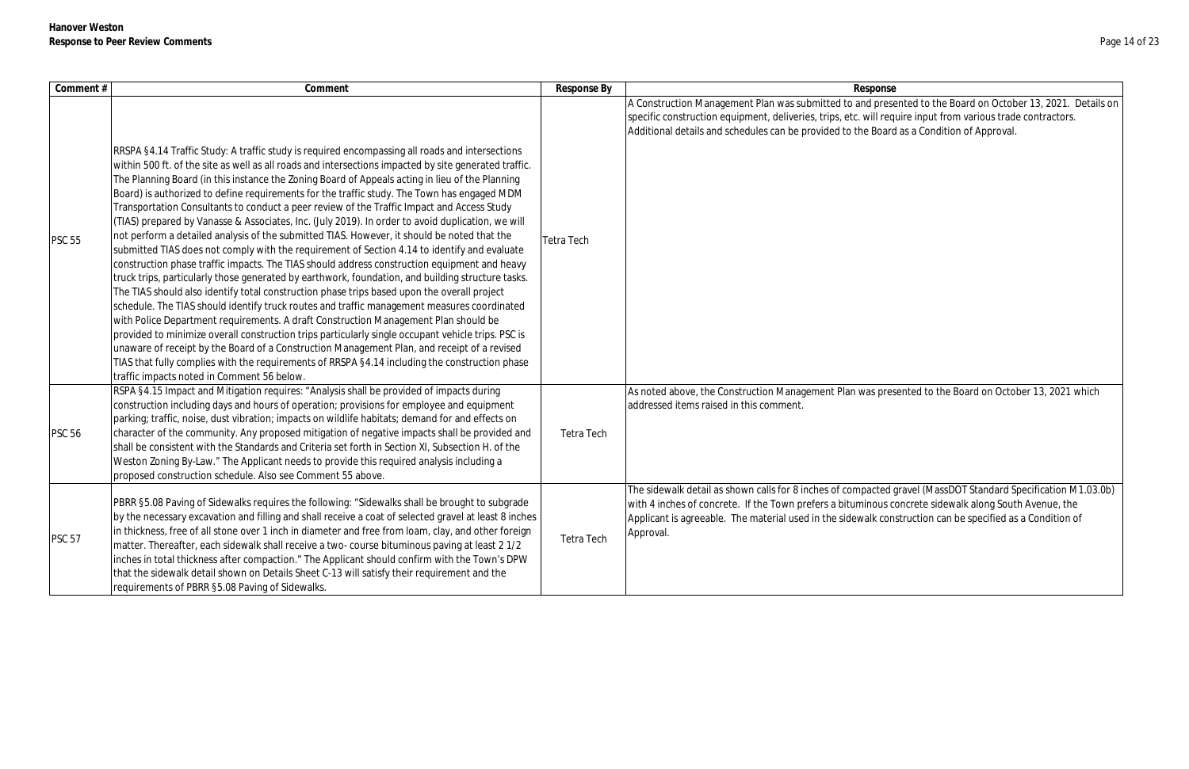| Comment # | Comment | Response By | Response |
|---|---|---|---|
| PSC 55 | RRSPA §4.14 Traffic Study: A traffic study is required encompassing all roads and intersections within 500 ft. of the site as well as all roads and intersections impacted by site generated traffic. The Planning Board (in this instance the Zoning Board of Appeals acting in lieu of the Planning Board) is authorized to define requirements for the traffic study. The Town has engaged MDM Transportation Consultants to conduct a peer review of the Traffic Impact and Access Study (TIAS) prepared by Vanasse & Associates, Inc. (July 2019). In order to avoid duplication, we will not perform a detailed analysis of the submitted TIAS. However, it should be noted that the submitted TIAS does not comply with the requirement of Section 4.14 to identify and evaluate construction phase traffic impacts. The TIAS should address construction equipment and heavy truck trips, particularly those generated by earthwork, foundation, and building structure tasks. The TIAS should also identify total construction phase trips based upon the overall project schedule. The TIAS should identify truck routes and traffic management measures coordinated with Police Department requirements. A draft Construction Management Plan should be provided to minimize overall construction trips particularly single occupant vehicle trips. PSC is unaware of receipt by the Board of a Construction Management Plan, and receipt of a revised TIAS that fully complies with the requirements of RRSPA §4.14 including the construction phase traffic impacts noted in Comment 56 below. | Tetra Tech | A Construction Management Plan was submitted to and presented to the Board on October 13, 2021. Details on specific construction equipment, deliveries, trips, etc. will require input from various trade contractors. Additional details and schedules can be provided to the Board as a Condition of Approval. |
| PSC 56 | RSPA §4.15 Impact and Mitigation requires: "Analysis shall be provided of impacts during construction including days and hours of operation; provisions for employee and equipment parking; traffic, noise, dust vibration; impacts on wildlife habitats; demand for and effects on character of the community. Any proposed mitigation of negative impacts shall be provided and shall be consistent with the Standards and Criteria set forth in Section XI, Subsection H. of the Weston Zoning By-Law." The Applicant needs to provide this required analysis including a proposed construction schedule. Also see Comment 55 above. | Tetra Tech | As noted above, the Construction Management Plan was presented to the Board on October 13, 2021 which addressed items raised in this comment. |
| PSC 57 | PBRR §5.08 Paving of Sidewalks requires the following: "Sidewalks shall be brought to subgrade by the necessary excavation and filling and shall receive a coat of selected gravel at least 8 inches in thickness, free of all stone over 1 inch in diameter and free from loam, clay, and other foreign matter. Thereafter, each sidewalk shall receive a two- course bituminous paving at least 2 1/2 inches in total thickness after compaction." The Applicant should confirm with the Town's DPW that the sidewalk detail shown on Details Sheet C-13 will satisfy their requirement and the requirements of PBRR §5.08 Paving of Sidewalks. | Tetra Tech | The sidewalk detail as shown calls for 8 inches of compacted gravel (MassDOT Standard Specification M1.03.0b) with 4 inches of concrete. If the Town prefers a bituminous concrete sidewalk along South Avenue, the Applicant is agreeable. The material used in the sidewalk construction can be specified as a Condition of Approval. |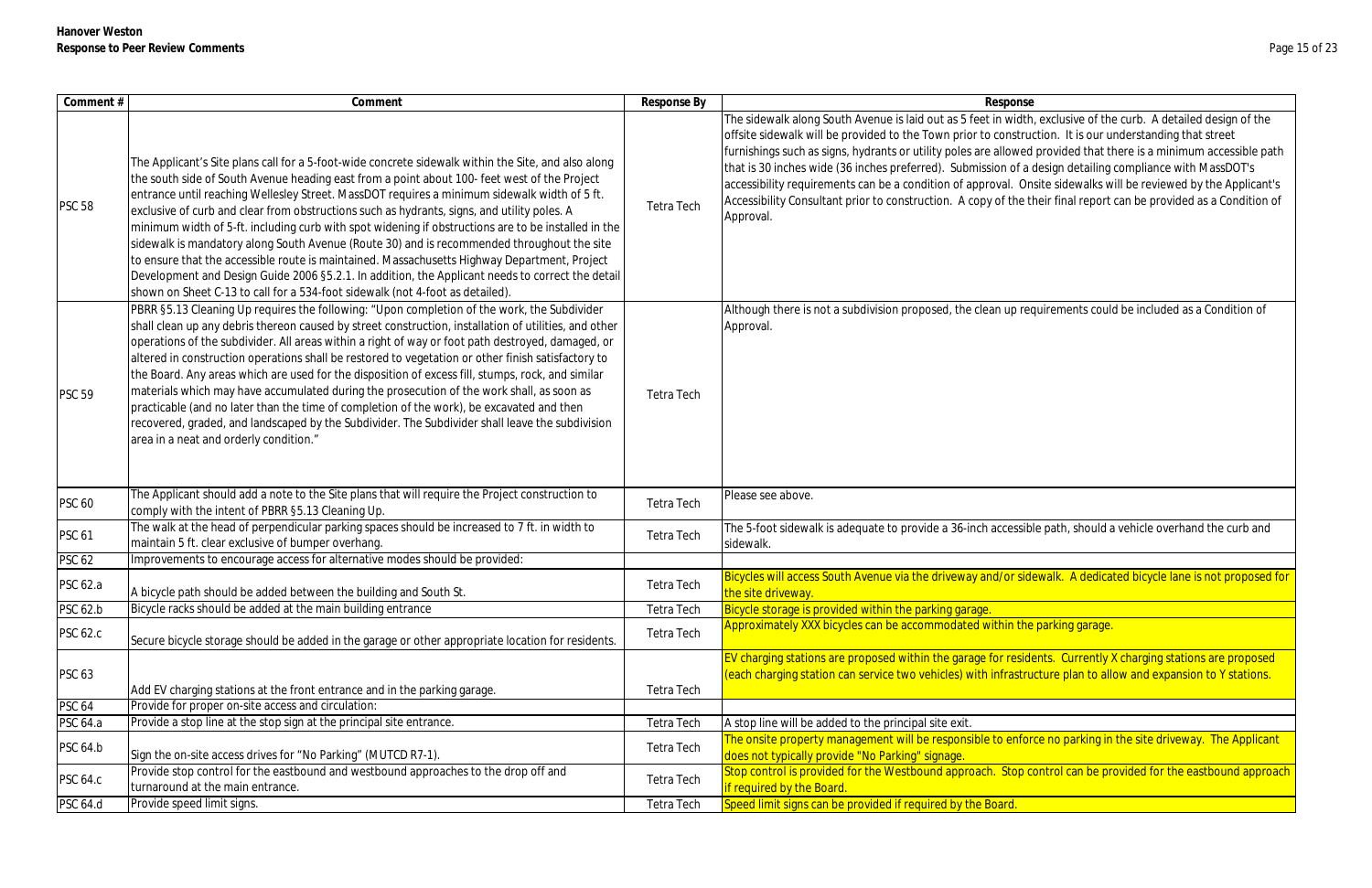**Hanover Weston**
**Response to Peer Review Comments**

| Comment # | Comment | Response By | Response |
|---|---|---|---|
| PSC 58 | The Applicant's Site plans call for a 5-foot-wide concrete sidewalk within the Site, and also along the south side of South Avenue heading east from a point about 100- feet west of the Project entrance until reaching Wellesley Street. MassDOT requires a minimum sidewalk width of 5 ft. exclusive of curb and clear from obstructions such as hydrants, signs, and utility poles. A minimum width of 5-ft. including curb with spot widening if obstructions are to be installed in the sidewalk is mandatory along South Avenue (Route 30) and is recommended throughout the site to ensure that the accessible route is maintained. Massachusetts Highway Department, Project Development and Design Guide 2006 §5.2.1. In addition, the Applicant needs to correct the detail shown on Sheet C-13 to call for a 534-foot sidewalk (not 4-foot as detailed). | Tetra Tech | The sidewalk along South Avenue is laid out as 5 feet in width, exclusive of the curb. A detailed design of the offsite sidewalk will be provided to the Town prior to construction. It is our understanding that street furnishings such as signs, hydrants or utility poles are allowed provided that there is a minimum accessible path that is 30 inches wide (36 inches preferred). Submission of a design detailing compliance with MassDOT's accessibility requirements can be a condition of approval. Onsite sidewalks will be reviewed by the Applicant's Accessibility Consultant prior to construction. A copy of the their final report can be provided as a Condition of Approval. |
| PSC 59 | PBRR §5.13 Cleaning Up requires the following: "Upon completion of the work, the Subdivider shall clean up any debris thereon caused by street construction, installation of utilities, and other operations of the subdivider. All areas within a right of way or foot path destroyed, damaged, or altered in construction operations shall be restored to vegetation or other finish satisfactory to the Board. Any areas which are used for the disposition of excess fill, stumps, rock, and similar materials which may have accumulated during the prosecution of the work shall, as soon as practicable (and no later than the time of completion of the work), be excavated and then recovered, graded, and landscaped by the Subdivider. The Subdivider shall leave the subdivision area in a neat and orderly condition." | Tetra Tech | Although there is not a subdivision proposed, the clean up requirements could be included as a Condition of Approval. |
| PSC 60 | The Applicant should add a note to the Site plans that will require the Project construction to comply with the intent of PBRR §5.13 Cleaning Up. | Tetra Tech | Please see above. |
| PSC 61 | The walk at the head of perpendicular parking spaces should be increased to 7 ft. in width to maintain 5 ft. clear exclusive of bumper overhang. | Tetra Tech | The 5-foot sidewalk is adequate to provide a 36-inch accessible path, should a vehicle overhand the curb and sidewalk. |
| PSC 62 | Improvements to encourage access for alternative modes should be provided: | | |
| PSC 62.a | A bicycle path should be added between the building and South St. | Tetra Tech | Bicycles will access South Avenue via the driveway and/or sidewalk. A dedicated bicycle lane is not proposed for the site driveway. |
| PSC 62.b | Bicycle racks should be added at the main building entrance | Tetra Tech | Bicycle storage is provided within the parking garage. |
| PSC 62.c | Secure bicycle storage should be added in the garage or other appropriate location for residents. | Tetra Tech | Approximately XXX bicycles can be accommodated within the parking garage. |
| PSC 63 | Add EV charging stations at the front entrance and in the parking garage. | Tetra Tech | EV charging stations are proposed within the garage for residents. Currently X charging stations are proposed (each charging station can service two vehicles) with infrastructure plan to allow and expansion to Y stations. |
| PSC 64 | Provide for proper on-site access and circulation: | | |
| PSC 64.a | Provide a stop line at the stop sign at the principal site entrance. | Tetra Tech | A stop line will be added to the principal site exit. |
| PSC 64.b | Sign the on-site access drives for "No Parking" (MUTCD R7-1). | Tetra Tech | The onsite property management will be responsible to enforce no parking in the site driveway. The Applicant does not typically provide "No Parking" signage. |
| PSC 64.c | Provide stop control for the eastbound and westbound approaches to the drop off and turnaround at the main entrance. | Tetra Tech | Stop control is provided for the Westbound approach. Stop control can be provided for the eastbound approach if required by the Board. |
| PSC 64.d | Provide speed limit signs. | Tetra Tech | Speed limit signs can be provided if required by the Board. |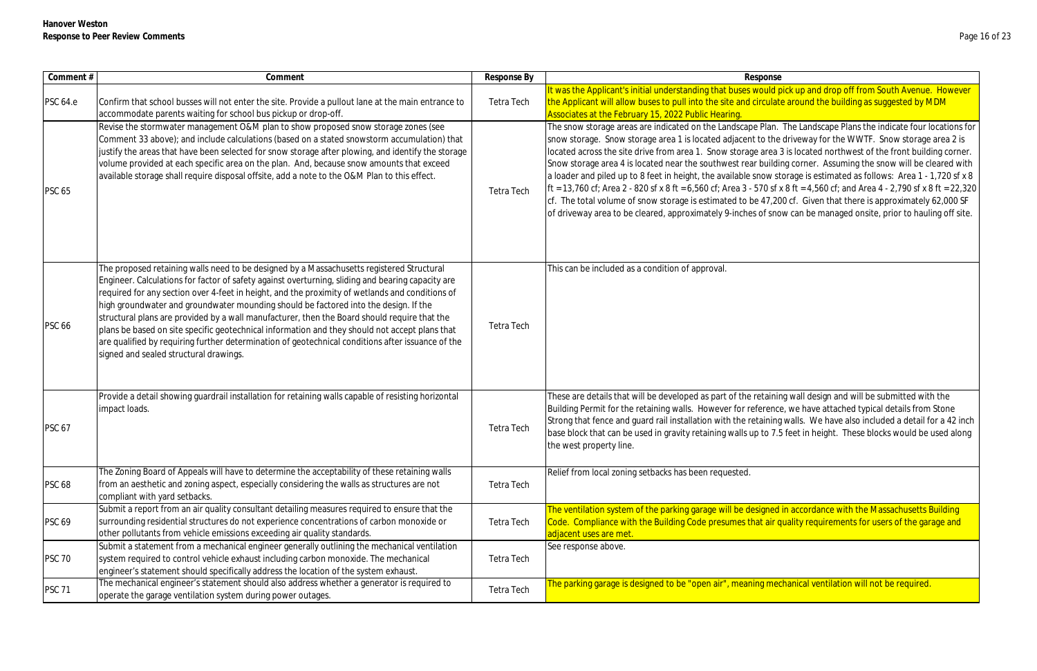**Hanover Weston**
**Response to Peer Review Comments**

| Comment # | Comment | Response By | Response |
|---|---|---|---|
| PSC 64.e | Confirm that school busses will not enter the site. Provide a pullout lane at the main entrance to accommodate parents waiting for school bus pickup or drop-off. | Tetra Tech | It was the Applicant's initial understanding that buses would pick up and drop off from South Avenue. However the Applicant will allow buses to pull into the site and circulate around the building as suggested by MDM Associates at the February 15, 2022 Public Hearing. |
| PSC 65 | Revise the stormwater management O&M plan to show proposed snow storage zones (see Comment 33 above); and include calculations (based on a stated snowstorm accumulation) that justify the areas that have been selected for snow storage after plowing, and identify the storage volume provided at each specific area on the plan. And, because snow amounts that exceed available storage shall require disposal offsite, add a note to the O&M Plan to this effect. | Tetra Tech | The snow storage areas are indicated on the Landscape Plan. The Landscape Plans the indicate four locations for snow storage. Snow storage area 1 is located adjacent to the driveway for the WWTF. Snow storage area 2 is located across the site drive from area 1. Snow storage area 3 is located northwest of the front building corner. Snow storage area 4 is located near the southwest rear building corner. Assuming the snow will be cleared with a loader and piled up to 8 feet in height, the available snow storage is estimated as follows: Area 1 - 1,720 sf x 8 ft = 13,760 cf; Area 2 - 820 sf x 8 ft = 6,560 cf; Area 3 - 570 sf x 8 ft = 4,560 cf; and Area 4 - 2,790 sf x 8 ft = 22,320 cf. The total volume of snow storage is estimated to be 47,200 cf. Given that there is approximately 62,000 SF of driveway area to be cleared, approximately 9-inches of snow can be managed onsite, prior to hauling off site. |
| PSC 66 | The proposed retaining walls need to be designed by a Massachusetts registered Structural Engineer. Calculations for factor of safety against overturning, sliding and bearing capacity are required for any section over 4-feet in height, and the proximity of wetlands and conditions of high groundwater and groundwater mounding should be factored into the design. If the structural plans are provided by a wall manufacturer, then the Board should require that the plans be based on site specific geotechnical information and they should not accept plans that are qualified by requiring further determination of geotechnical conditions after issuance of the signed and sealed structural drawings. | Tetra Tech | This can be included as a condition of approval. |
| PSC 67 | Provide a detail showing guardrail installation for retaining walls capable of resisting horizontal impact loads. | Tetra Tech | These are details that will be developed as part of the retaining wall design and will be submitted with the Building Permit for the retaining walls. However for reference, we have attached typical details from Stone Strong that fence and guard rail installation with the retaining walls. We have also included a detail for a 42 inch base block that can be used in gravity retaining walls up to 7.5 feet in height. These blocks would be used along the west property line. |
| PSC 68 | The Zoning Board of Appeals will have to determine the acceptability of these retaining walls from an aesthetic and zoning aspect, especially considering the walls as structures are not compliant with yard setbacks. | Tetra Tech | Relief from local zoning setbacks has been requested. |
| PSC 69 | Submit a report from an air quality consultant detailing measures required to ensure that the surrounding residential structures do not experience concentrations of carbon monoxide or other pollutants from vehicle emissions exceeding air quality standards. | Tetra Tech | The ventilation system of the parking garage will be designed in accordance with the Massachusetts Building Code. Compliance with the Building Code presumes that air quality requirements for users of the garage and adjacent uses are met. |
| PSC 70 | Submit a statement from a mechanical engineer generally outlining the mechanical ventilation system required to control vehicle exhaust including carbon monoxide. The mechanical engineer's statement should specifically address the location of the system exhaust. | Tetra Tech | See response above. |
| PSC 71 | The mechanical engineer's statement should also address whether a generator is required to operate the garage ventilation system during power outages. | Tetra Tech | The parking garage is designed to be "open air", meaning mechanical ventilation will not be required. |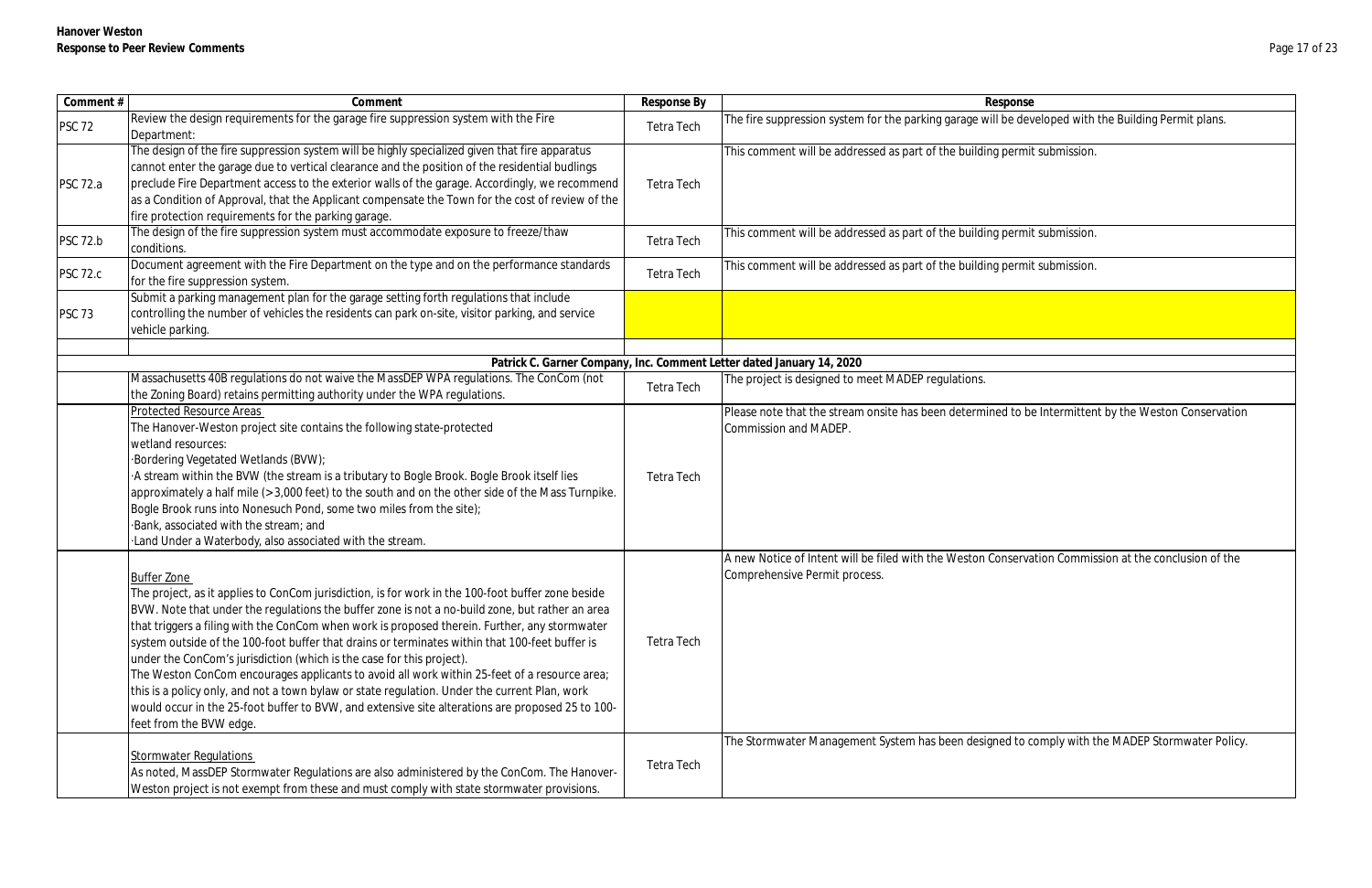**Hanover Weston**
**Response to Peer Review Comments**

| Comment # | Comment | Response By | Response |
|---|---|---|---|
| PSC 72 | Review the design requirements for the garage fire suppression system with the Fire Department: | Tetra Tech | The fire suppression system for the parking garage will be developed with the Building Permit plans. |
| PSC 72.a | The design of the fire suppression system will be highly specialized given that fire apparatus cannot enter the garage due to vertical clearance and the position of the residential budlings preclude Fire Department access to the exterior walls of the garage. Accordingly, we recommend as a Condition of Approval, that the Applicant compensate the Town for the cost of review of the fire protection requirements for the parking garage. | Tetra Tech | This comment will be addressed as part of the building permit submission. |
| PSC 72.b | The design of the fire suppression system must accommodate exposure to freeze/thaw conditions. | Tetra Tech | This comment will be addressed as part of the building permit submission. |
| PSC 72.c | Document agreement with the Fire Department on the type and on the performance standards for the fire suppression system. | Tetra Tech | This comment will be addressed as part of the building permit submission. |
| PSC 73 | Submit a parking management plan for the garage setting forth regulations that include controlling the number of vehicles the residents can park on-site, visitor parking, and service vehicle parking. | | |
| | | | |
| **Patrick C. Garner Company, Inc. Comment Letter dated January 14, 2020** | | | |
| | Massachusetts 40B regulations do not waive the MassDEP WPA regulations. The ConCom (not the Zoning Board) retains permitting authority under the WPA regulations. | Tetra Tech | The project is designed to meet MADEP regulations. |
| | Protected Resource Areas<br>The Hanover-Weston project site contains the following state-protected wetland resources:<br>·Bordering Vegetated Wetlands (BVW);<br>·A stream within the BVW (the stream is a tributary to Bogle Brook. Bogle Brook itself lies approximately a half mile (>3,000 feet) to the south and on the other side of the Mass Turnpike. Bogle Brook runs into Nonesuch Pond, some two miles from the site);<br>·Bank, associated with the stream; and<br>·Land Under a Waterbody, also associated with the stream. | Tetra Tech | Please note that the stream onsite has been determined to be Intermittent by the Weston Conservation Commission and MADEP. |
| | Buffer Zone<br>The project, as it applies to ConCom jurisdiction, is for work in the 100-foot buffer zone beside BVW. Note that under the regulations the buffer zone is not a no-build zone, but rather an area that triggers a filing with the ConCom when work is proposed therein. Further, any stormwater system outside of the 100-foot buffer that drains or terminates within that 100-feet buffer is under the ConCom's jurisdiction (which is the case for this project).<br>The Weston ConCom encourages applicants to avoid all work within 25-feet of a resource area; this is a policy only, and not a town bylaw or state regulation. Under the current Plan, work would occur in the 25-foot buffer to BVW, and extensive site alterations are proposed 25 to 100-feet from the BVW edge. | Tetra Tech | A new Notice of Intent will be filed with the Weston Conservation Commission at the conclusion of the Comprehensive Permit process. |
| | Stormwater Regulations<br>As noted, MassDEP Stormwater Regulations are also administered by the ConCom. The Hanover-Weston project is not exempt from these and must comply with state stormwater provisions. | Tetra Tech | The Stormwater Management System has been designed to comply with the MADEP Stormwater Policy. |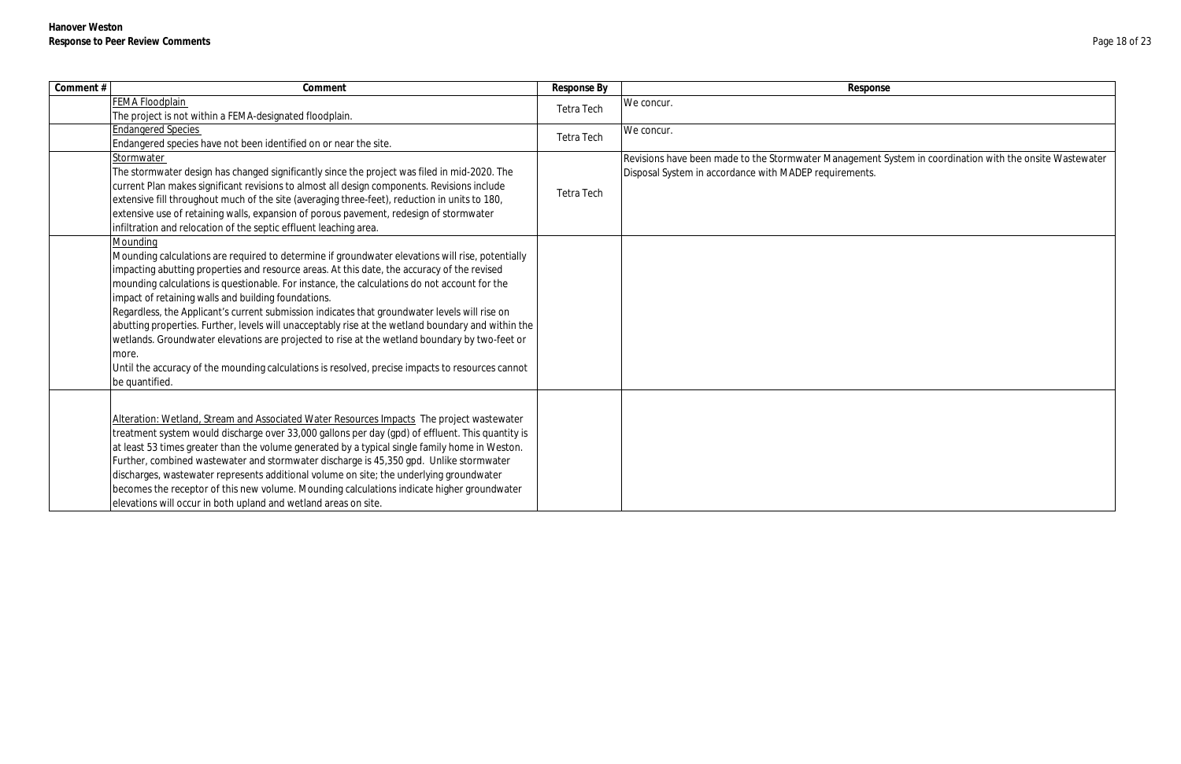| Comment # | Comment | Response By | Response |
|---|---|---|---|
| | FEMA Floodplain<br>The project is not within a FEMA-designated floodplain. | Tetra Tech | We concur. |
| | Endangered Species<br>Endangered species have not been identified on or near the site. | Tetra Tech | We concur. |
| | Stormwater<br>The stormwater design has changed significantly since the project was filed in mid-2020. The current Plan makes significant revisions to almost all design components. Revisions include extensive fill throughout much of the site (averaging three-feet), reduction in units to 180, extensive use of retaining walls, expansion of porous pavement, redesign of stormwater infiltration and relocation of the septic effluent leaching area. | Tetra Tech | Revisions have been made to the Stormwater Management System in coordination with the onsite Wastewater Disposal System in accordance with MADEP requirements. |
| | Mounding<br>Mounding calculations are required to determine if groundwater elevations will rise, potentially impacting abutting properties and resource areas. At this date, the accuracy of the revised mounding calculations is questionable. For instance, the calculations do not account for the impact of retaining walls and building foundations.<br>Regardless, the Applicant's current submission indicates that groundwater levels will rise on abutting properties. Further, levels will unacceptably rise at the wetland boundary and within the wetlands. Groundwater elevations are projected to rise at the wetland boundary by two-feet or more.<br>Until the accuracy of the mounding calculations is resolved, precise impacts to resources cannot be quantified. | | |
| | Alteration: Wetland, Stream and Associated Water Resources Impacts The project wastewater treatment system would discharge over 33,000 gallons per day (gpd) of effluent. This quantity is at least 53 times greater than the volume generated by a typical single family home in Weston. Further, combined wastewater and stormwater discharge is 45,350 gpd. Unlike stormwater discharges, wastewater represents additional volume on site; the underlying groundwater becomes the receptor of this new volume. Mounding calculations indicate higher groundwater elevations will occur in both upland and wetland areas on site. | | |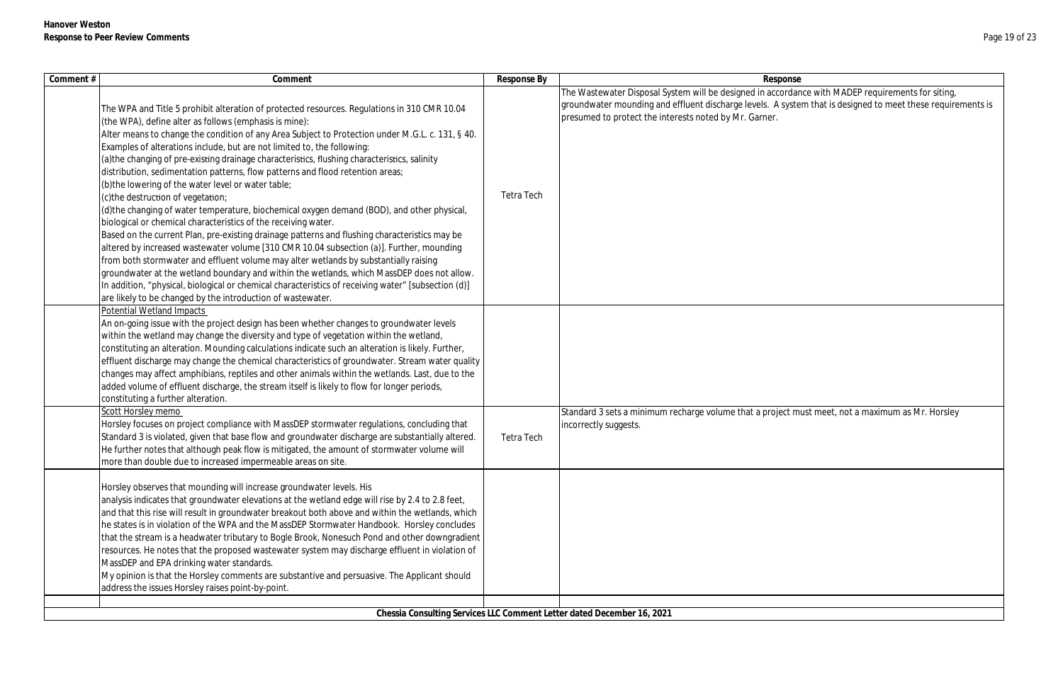| Comment # | Comment | Response By | Response |
|---|---|---|---|
| | The WPA and Title 5 prohibit alteration of protected resources. Regulations in 310 CMR 10.04 (the WPA), define alter as follows (emphasis is mine):<br>Alter means to change the condition of any Area Subject to Protection under M.G.L. c. 131, § 40. Examples of alterations include, but are not limited to, the following:<br>(a)the changing of pre-existing drainage characteristics, flushing characteristics, salinity distribution, sedimentation patterns, flow patterns and flood retention areas;<br>(b)the lowering of the water level or water table;<br>(c)the destruction of vegetation;<br>(d)the changing of water temperature, biochemical oxygen demand (BOD), and other physical, biological or chemical characteristics of the receiving water.<br>Based on the current Plan, pre-existing drainage patterns and flushing characteristics may be altered by increased wastewater volume [310 CMR 10.04 subsection (a)]. Further, mounding from both stormwater and effluent volume may alter wetlands by substantially raising groundwater at the wetland boundary and within the wetlands, which MassDEP does not allow. In addition, "physical, biological or chemical characteristics of receiving water" [subsection (d)] are likely to be changed by the introduction of wastewater. | Tetra Tech | The Wastewater Disposal System will be designed in accordance with MADEP requirements for siting, groundwater mounding and effluent discharge levels. A system that is designed to meet these requirements is presumed to protect the interests noted by Mr. Garner. |
| | Potential Wetland Impacts<br>An on-going issue with the project design has been whether changes to groundwater levels within the wetland may change the diversity and type of vegetation within the wetland, constituting an alteration. Mounding calculations indicate such an alteration is likely. Further, effluent discharge may change the chemical characteristics of groundwater. Stream water quality changes may affect amphibians, reptiles and other animals within the wetlands. Last, due to the added volume of effluent discharge, the stream itself is likely to flow for longer periods, constituting a further alteration. | | |
| | Scott Horsley memo<br>Horsley focuses on project compliance with MassDEP stormwater regulations, concluding that Standard 3 is violated, given that base flow and groundwater discharge are substantially altered. He further notes that although peak flow is mitigated, the amount of stormwater volume will more than double due to increased impermeable areas on site. | Tetra Tech | Standard 3 sets a minimum recharge volume that a project must meet, not a maximum as Mr. Horsley incorrectly suggests. |
| | Horsley observes that mounding will increase groundwater levels. His analysis indicates that groundwater elevations at the wetland edge will rise by 2.4 to 2.8 feet, and that this rise will result in groundwater breakout both above and within the wetlands, which he states is in violation of the WPA and the MassDEP Stormwater Handbook. Horsley concludes that the stream is a headwater tributary to Bogle Brook, Nonesuch Pond and other downgradient resources. He notes that the proposed wastewater system may discharge effluent in violation of MassDEP and EPA drinking water standards.<br>My opinion is that the Horsley comments are substantive and persuasive. The Applicant should address the issues Horsley raises point-by-point. | | |
| | | | |
| **Chessia Consulting Services LLC Comment Letter dated December 16, 2021** | | | |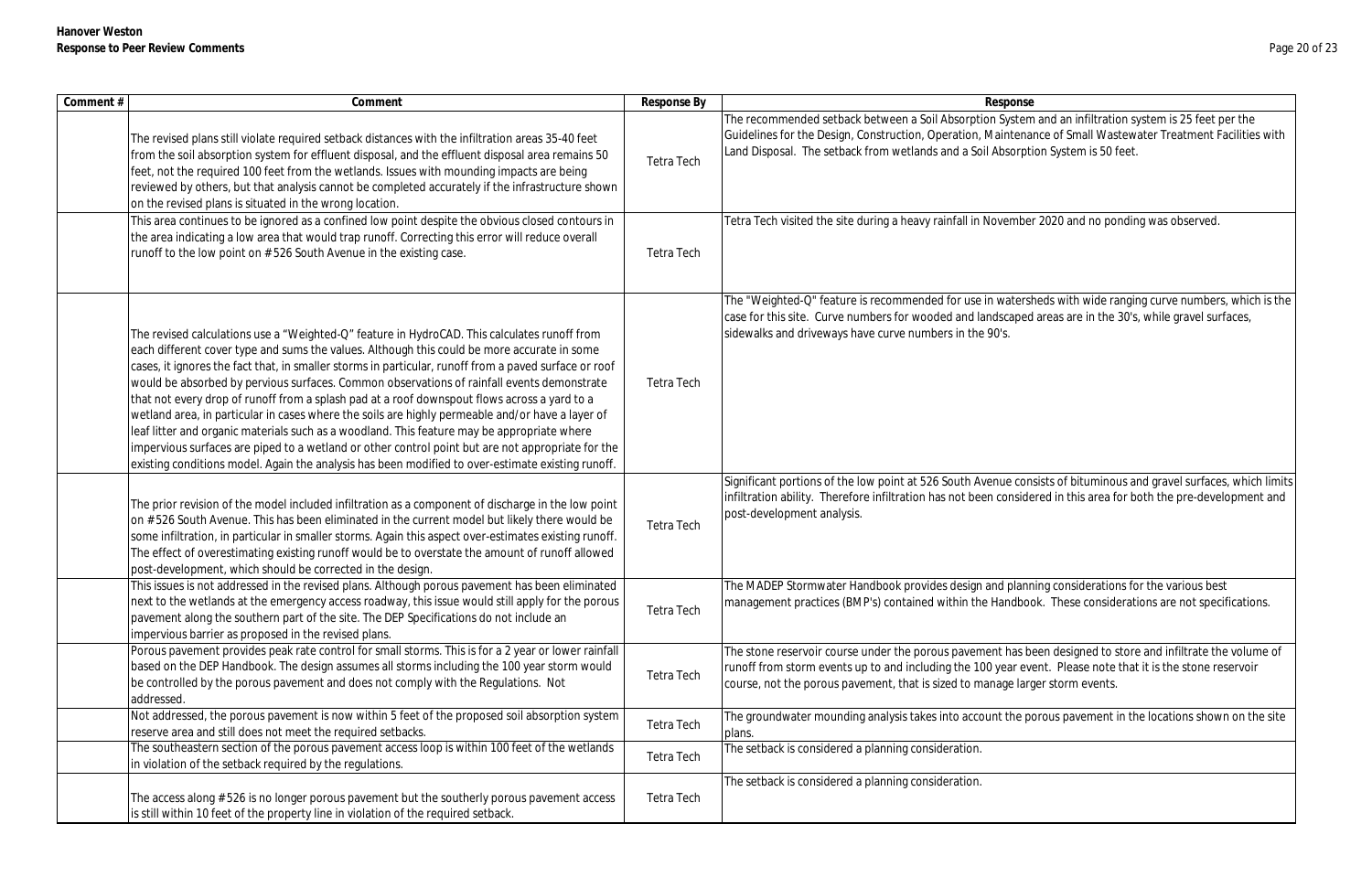**Hanover Weston**
**Response to Peer Review Comments**

| Comment # | Comment | Response By | Response |
|---|---|---|---|
| | The revised plans still violate required setback distances with the infiltration areas 35-40 feet from the soil absorption system for effluent disposal, and the effluent disposal area remains 50 feet, not the required 100 feet from the wetlands. Issues with mounding impacts are being reviewed by others, but that analysis cannot be completed accurately if the infrastructure shown on the revised plans is situated in the wrong location. | Tetra Tech | The recommended setback between a Soil Absorption System and an infiltration system is 25 feet per the Guidelines for the Design, Construction, Operation, Maintenance of Small Wastewater Treatment Facilities with Land Disposal. The setback from wetlands and a Soil Absorption System is 50 feet. |
| | This area continues to be ignored as a confined low point despite the obvious closed contours in the area indicating a low area that would trap runoff. Correcting this error will reduce overall runoff to the low point on #526 South Avenue in the existing case. | Tetra Tech | Tetra Tech visited the site during a heavy rainfall in November 2020 and no ponding was observed. |
| | The revised calculations use a "Weighted-Q" feature in HydroCAD. This calculates runoff from each different cover type and sums the values. Although this could be more accurate in some cases, it ignores the fact that, in smaller storms in particular, runoff from a paved surface or roof would be absorbed by pervious surfaces. Common observations of rainfall events demonstrate that not every drop of runoff from a splash pad at a roof downspout flows across a yard to a wetland area, in particular in cases where the soils are highly permeable and/or have a layer of leaf litter and organic materials such as a woodland. This feature may be appropriate where impervious surfaces are piped to a wetland or other control point but are not appropriate for the existing conditions model. Again the analysis has been modified to over-estimate existing runoff. | Tetra Tech | The "Weighted-Q" feature is recommended for use in watersheds with wide ranging curve numbers, which is the case for this site. Curve numbers for wooded and landscaped areas are in the 30's, while gravel surfaces, sidewalks and driveways have curve numbers in the 90's. |
| | The prior revision of the model included infiltration as a component of discharge in the low point on #526 South Avenue. This has been eliminated in the current model but likely there would be some infiltration, in particular in smaller storms. Again this aspect over-estimates existing runoff. The effect of overestimating existing runoff would be to overstate the amount of runoff allowed post-development, which should be corrected in the design. | Tetra Tech | Significant portions of the low point at 526 South Avenue consists of bituminous and gravel surfaces, which limits infiltration ability. Therefore infiltration has not been considered in this area for both the pre-development and post-development analysis. |
| | This issues is not addressed in the revised plans. Although porous pavement has been eliminated next to the wetlands at the emergency access roadway, this issue would still apply for the porous pavement along the southern part of the site. The DEP Specifications do not include an impervious barrier as proposed in the revised plans. | Tetra Tech | The MADEP Stormwater Handbook provides design and planning considerations for the various best management practices (BMP's) contained within the Handbook. These considerations are not specifications. |
| | Porous pavement provides peak rate control for small storms. This is for a 2 year or lower rainfall based on the DEP Handbook. The design assumes all storms including the 100 year storm would be controlled by the porous pavement and does not comply with the Regulations. Not addressed. | Tetra Tech | The stone reservoir course under the porous pavement has been designed to store and infiltrate the volume of runoff from storm events up to and including the 100 year event. Please note that it is the stone reservoir course, not the porous pavement, that is sized to manage larger storm events. |
| | Not addressed, the porous pavement is now within 5 feet of the proposed soil absorption system reserve area and still does not meet the required setbacks. | Tetra Tech | The groundwater mounding analysis takes into account the porous pavement in the locations shown on the site plans. |
| | The southeastern section of the porous pavement access loop is within 100 feet of the wetlands in violation of the setback required by the regulations. | Tetra Tech | The setback is considered a planning consideration. |
| | The access along #526 is no longer porous pavement but the southerly porous pavement access is still within 10 feet of the property line in violation of the required setback. | Tetra Tech | The setback is considered a planning consideration. |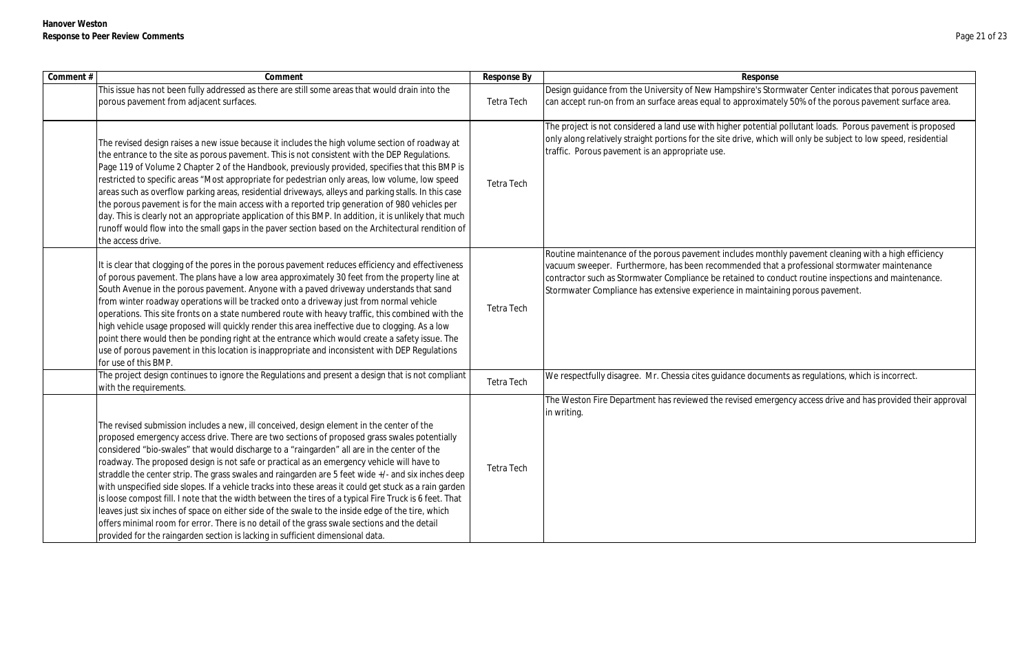| Comment # | Comment | Response By | Response |
|---|---|---|---|
| | This issue has not been fully addressed as there are still some areas that would drain into the porous pavement from adjacent surfaces. | Tetra Tech | Design guidance from the University of New Hampshire's Stormwater Center indicates that porous pavement can accept run-on from an surface areas equal to approximately 50% of the porous pavement surface area. |
| | The revised design raises a new issue because it includes the high volume section of roadway at the entrance to the site as porous pavement. This is not consistent with the DEP Regulations. Page 119 of Volume 2 Chapter 2 of the Handbook, previously provided, specifies that this BMP is restricted to specific areas "Most appropriate for pedestrian only areas, low volume, low speed areas such as overflow parking areas, residential driveways, alleys and parking stalls. In this case the porous pavement is for the main access with a reported trip generation of 980 vehicles per day. This is clearly not an appropriate application of this BMP. In addition, it is unlikely that much runoff would flow into the small gaps in the paver section based on the Architectural rendition of the access drive. | Tetra Tech | The project is not considered a land use with higher potential pollutant loads. Porous pavement is proposed only along relatively straight portions for the site drive, which will only be subject to low speed, residential traffic. Porous pavement is an appropriate use. |
| | It is clear that clogging of the pores in the porous pavement reduces efficiency and effectiveness of porous pavement. The plans have a low area approximately 30 feet from the property line at South Avenue in the porous pavement. Anyone with a paved driveway understands that sand from winter roadway operations will be tracked onto a driveway just from normal vehicle operations. This site fronts on a state numbered route with heavy traffic, this combined with the high vehicle usage proposed will quickly render this area ineffective due to clogging. As a low point there would then be ponding right at the entrance which would create a safety issue. The use of porous pavement in this location is inappropriate and inconsistent with DEP Regulations for use of this BMP. | Tetra Tech | Routine maintenance of the porous pavement includes monthly pavement cleaning with a high efficiency vacuum sweeper. Furthermore, has been recommended that a professional stormwater maintenance contractor such as Stormwater Compliance be retained to conduct routine inspections and maintenance. Stormwater Compliance has extensive experience in maintaining porous pavement. |
| | The project design continues to ignore the Regulations and present a design that is not compliant with the requirements. | Tetra Tech | We respectfully disagree. Mr. Chessia cites guidance documents as regulations, which is incorrect. |
| | The revised submission includes a new, ill conceived, design element in the center of the proposed emergency access drive. There are two sections of proposed grass swales potentially considered "bio-swales" that would discharge to a "raingarden" all are in the center of the roadway. The proposed design is not safe or practical as an emergency vehicle will have to straddle the center strip. The grass swales and raingarden are 5 feet wide +/- and six inches deep with unspecified side slopes. If a vehicle tracks into these areas it could get stuck as a rain garden is loose compost fill. I note that the width between the tires of a typical Fire Truck is 6 feet. That leaves just six inches of space on either side of the swale to the inside edge of the tire, which offers minimal room for error. There is no detail of the grass swale sections and the detail provided for the raingarden section is lacking in sufficient dimensional data. | Tetra Tech | The Weston Fire Department has reviewed the revised emergency access drive and has provided their approval in writing. |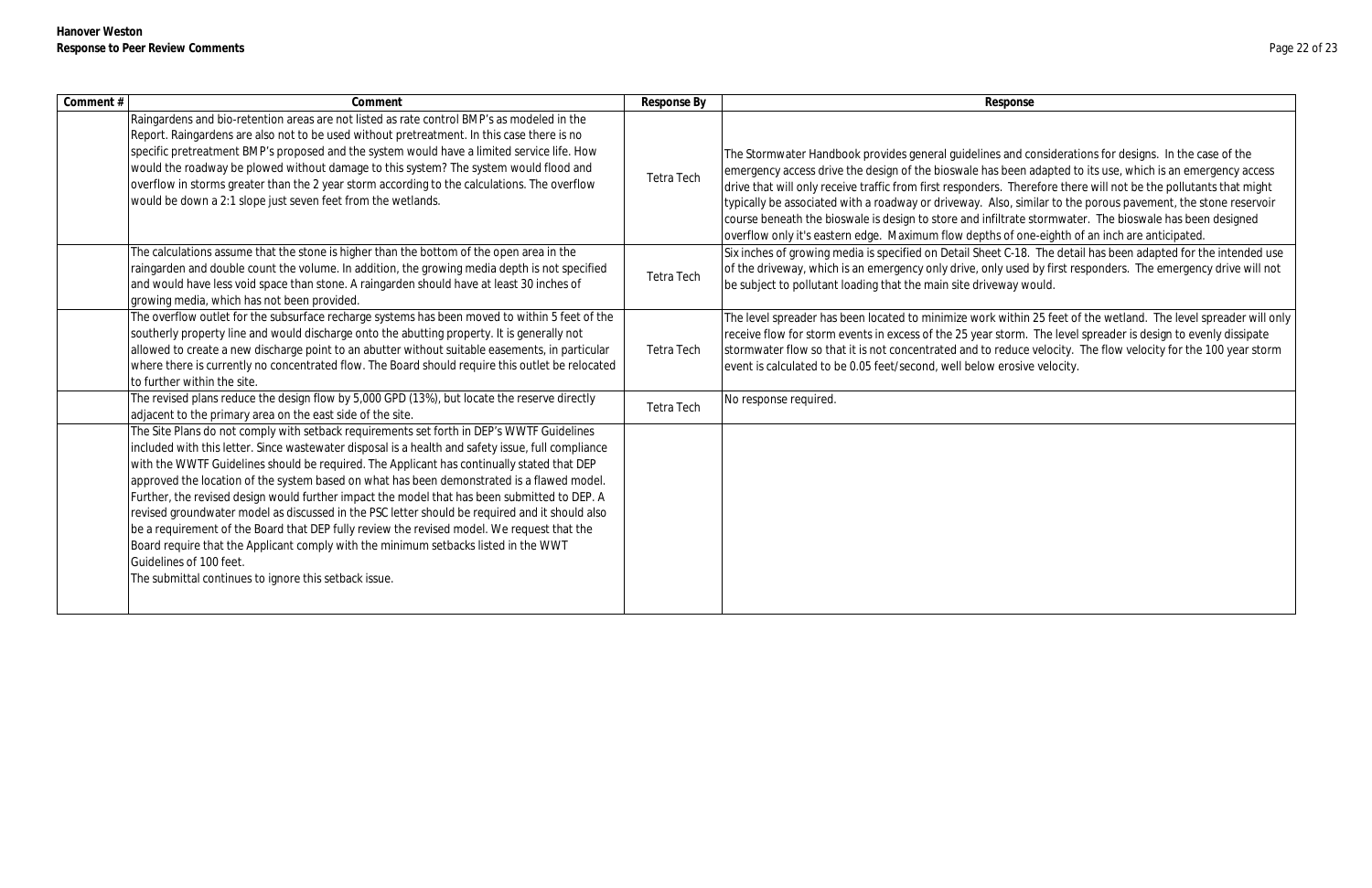| Comment # | Comment | Response By | Response |
|---|---|---|---|
| | Raingardens and bio-retention areas are not listed as rate control BMP's as modeled in the Report. Raingardens are also not to be used without pretreatment. In this case there is no specific pretreatment BMP's proposed and the system would have a limited service life. How would the roadway be plowed without damage to this system? The system would flood and overflow in storms greater than the 2 year storm according to the calculations. The overflow would be down a 2:1 slope just seven feet from the wetlands. | Tetra Tech | The Stormwater Handbook provides general guidelines and considerations for designs. In the case of the emergency access drive the design of the bioswale has been adapted to its use, which is an emergency access drive that will only receive traffic from first responders. Therefore there will not be the pollutants that might typically be associated with a roadway or driveway. Also, similar to the porous pavement, the stone reservoir course beneath the bioswale is design to store and infiltrate stormwater. The bioswale has been designed overflow only it's eastern edge. Maximum flow depths of one-eighth of an inch are anticipated. |
| | The calculations assume that the stone is higher than the bottom of the open area in the raingarden and double count the volume. In addition, the growing media depth is not specified and would have less void space than stone. A raingarden should have at least 30 inches of growing media, which has not been provided. | Tetra Tech | Six inches of growing media is specified on Detail Sheet C-18. The detail has been adapted for the intended use of the driveway, which is an emergency only drive, only used by first responders. The emergency drive will not be subject to pollutant loading that the main site driveway would. |
| | The overflow outlet for the subsurface recharge systems has been moved to within 5 feet of the southerly property line and would discharge onto the abutting property. It is generally not allowed to create a new discharge point to an abutter without suitable easements, in particular where there is currently no concentrated flow. The Board should require this outlet be relocated to further within the site. | Tetra Tech | The level spreader has been located to minimize work within 25 feet of the wetland. The level spreader will only receive flow for storm events in excess of the 25 year storm. The level spreader is design to evenly dissipate stormwater flow so that it is not concentrated and to reduce velocity. The flow velocity for the 100 year storm event is calculated to be 0.05 feet/second, well below erosive velocity. |
| | The revised plans reduce the design flow by 5,000 GPD (13%), but locate the reserve directly adjacent to the primary area on the east side of the site. | Tetra Tech | No response required. |
| | The Site Plans do not comply with setback requirements set forth in DEP's WWTF Guidelines included with this letter. Since wastewater disposal is a health and safety issue, full compliance with the WWTF Guidelines should be required. The Applicant has continually stated that DEP approved the location of the system based on what has been demonstrated is a flawed model. Further, the revised design would further impact the model that has been submitted to DEP. A revised groundwater model as discussed in the PSC letter should be required and it should also be a requirement of the Board that DEP fully review the revised model. We request that the Board require that the Applicant comply with the minimum setbacks listed in the WWT Guidelines of 100 feet.<br>The submittal continues to ignore this setback issue. | | |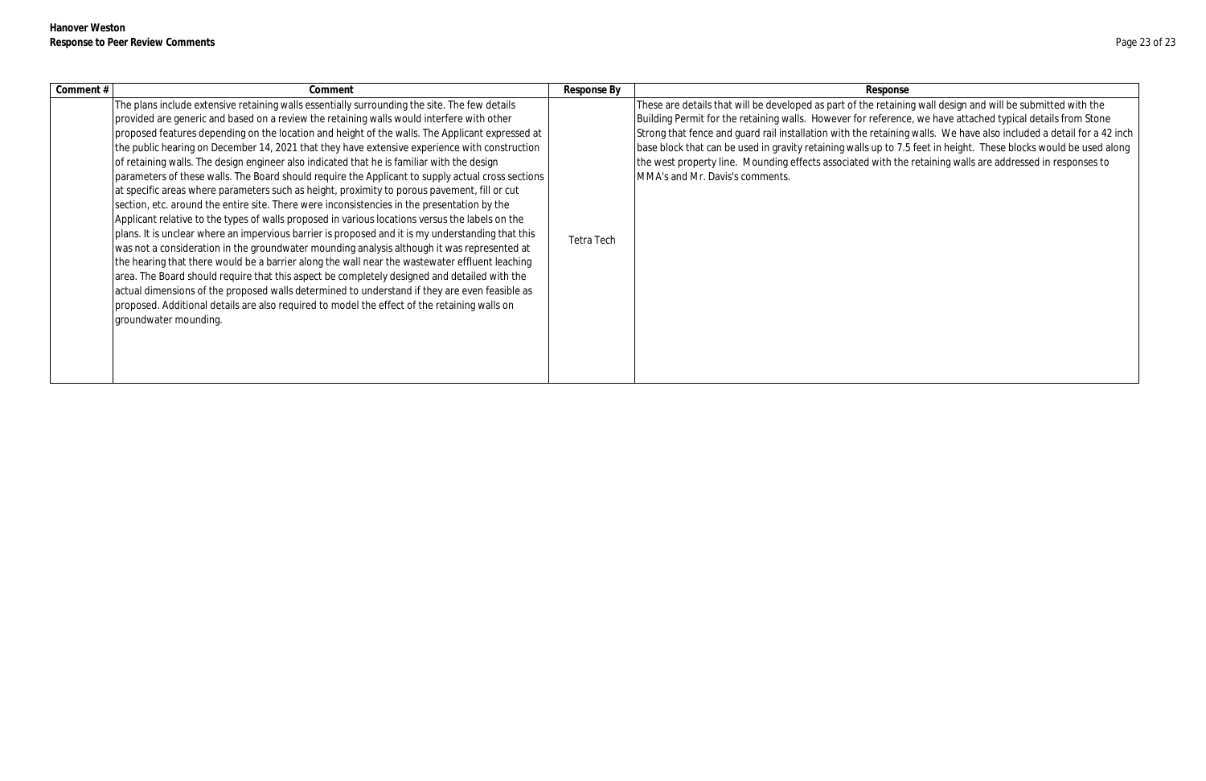| Comment # | Comment | Response By | Response |
|---|---|---|---|
| | The plans include extensive retaining walls essentially surrounding the site. The few details provided are generic and based on a review the retaining walls would interfere with other proposed features depending on the location and height of the walls. The Applicant expressed at the public hearing on December 14, 2021 that they have extensive experience with construction of retaining walls. The design engineer also indicated that he is familiar with the design parameters of these walls. The Board should require the Applicant to supply actual cross sections at specific areas where parameters such as height, proximity to porous pavement, fill or cut section, etc. around the entire site. There were inconsistencies in the presentation by the Applicant relative to the types of walls proposed in various locations versus the labels on the plans. It is unclear where an impervious barrier is proposed and it is my understanding that this was not a consideration in the groundwater mounding analysis although it was represented at the hearing that there would be a barrier along the wall near the wastewater effluent leaching area. The Board should require that this aspect be completely designed and detailed with the actual dimensions of the proposed walls determined to understand if they are even feasible as proposed. Additional details are also required to model the effect of the retaining walls on groundwater mounding. | Tetra Tech | These are details that will be developed as part of the retaining wall design and will be submitted with the Building Permit for the retaining walls. However for reference, we have attached typical details from Stone Strong that fence and guard rail installation with the retaining walls. We have also included a detail for a 42 inch base block that can be used in gravity retaining walls up to 7.5 feet in height. These blocks would be used along the west property line. Mounding effects associated with the retaining walls are addressed in responses to MMA's and Mr. Davis's comments. |